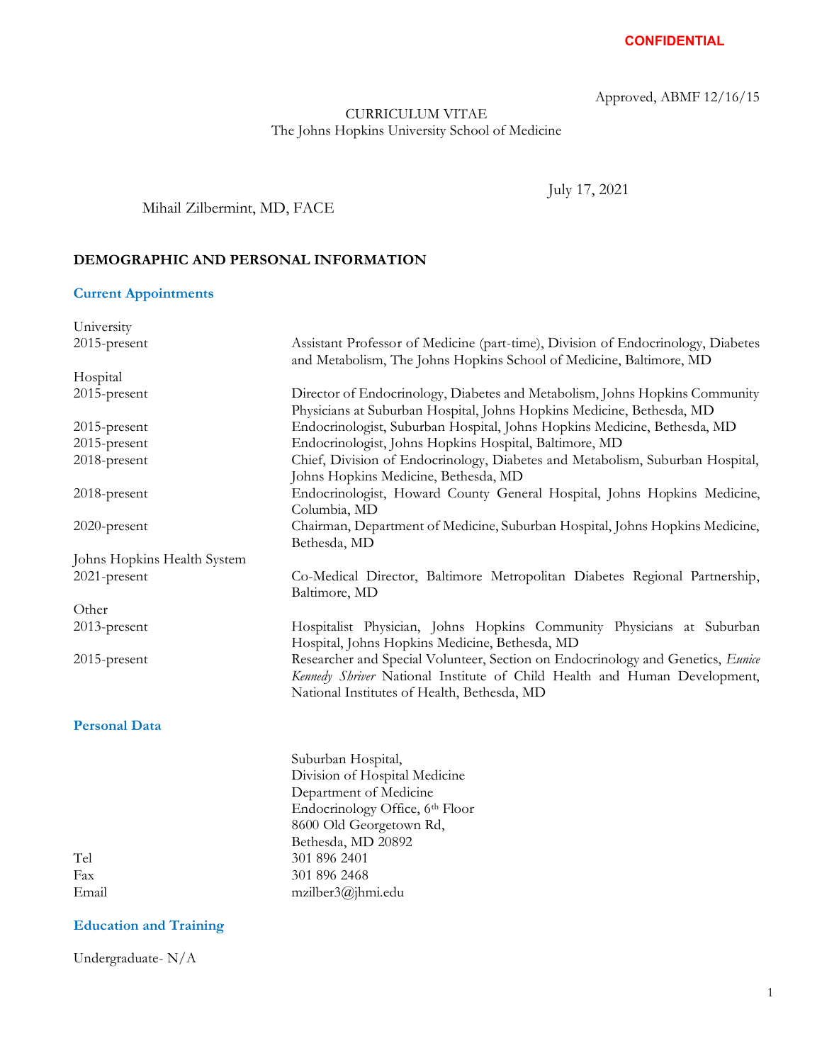**CONFIDENTIAL**

Approved, ABMF 12/16/15

CURRICULUM VITAE
The Johns Hopkins University School of Medicine

July 17, 2021

Mihail Zilbermint, MD, FACE

## DEMOGRAPHIC AND PERSONAL INFORMATION

### Current Appointments

University

| | |
|---|---|
| 2015-present | Assistant Professor of Medicine (part-time), Division of Endocrinology, Diabetes and Metabolism, The Johns Hopkins School of Medicine, Baltimore, MD |

Hospital

| | |
|---|---|
| 2015-present | Director of Endocrinology, Diabetes and Metabolism, Johns Hopkins Community Physicians at Suburban Hospital, Johns Hopkins Medicine, Bethesda, MD |
| 2015-present | Endocrinologist, Suburban Hospital, Johns Hopkins Medicine, Bethesda, MD |
| 2015-present | Endocrinologist, Johns Hopkins Hospital, Baltimore, MD |
| 2018-present | Chief, Division of Endocrinology, Diabetes and Metabolism, Suburban Hospital, Johns Hopkins Medicine, Bethesda, MD |
| 2018-present | Endocrinologist, Howard County General Hospital, Johns Hopkins Medicine, Columbia, MD |
| 2020-present | Chairman, Department of Medicine, Suburban Hospital, Johns Hopkins Medicine, Bethesda, MD |

Johns Hopkins Health System

| | |
|---|---|
| 2021-present | Co-Medical Director, Baltimore Metropolitan Diabetes Regional Partnership, Baltimore, MD |

Other

| | |
|---|---|
| 2013-present | Hospitalist Physician, Johns Hopkins Community Physicians at Suburban Hospital, Johns Hopkins Medicine, Bethesda, MD |
| 2015-present | Researcher and Special Volunteer, Section on Endocrinology and Genetics, *Eunice Kennedy Shriver* National Institute of Child Health and Human Development, National Institutes of Health, Bethesda, MD |

### Personal Data

Suburban Hospital,
Division of Hospital Medicine
Department of Medicine
Endocrinology Office, 6th Floor
8600 Old Georgetown Rd,
Bethesda, MD 20892

| | |
|---|---|
| Tel | 301 896 2401 |
| Fax | 301 896 2468 |
| Email | mzilber3@jhmi.edu |

### Education and Training

Undergraduate- N/A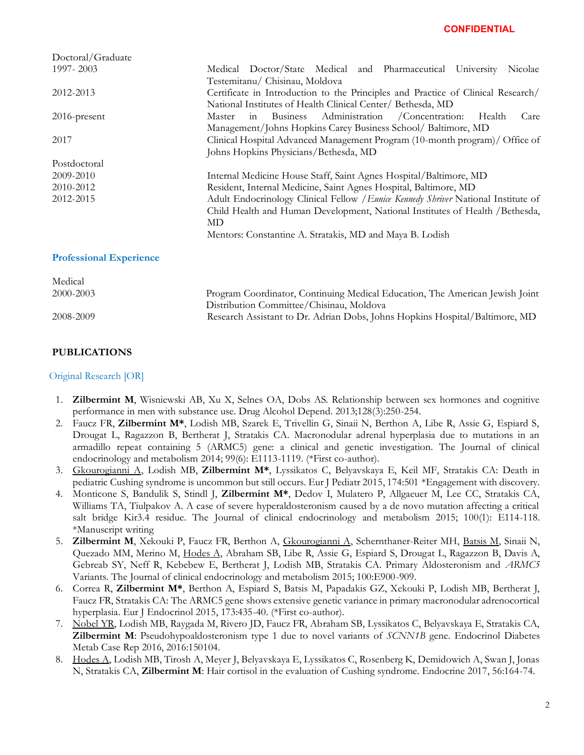Doctoral/Graduate

| | |
|---|---|
| 1997- 2003 | Medical Doctor/State Medical and Pharmaceutical University Nicolae Testemitanu/ Chisinau, Moldova |
| 2012-2013 | Certificate in Introduction to the Principles and Practice of Clinical Research/ National Institutes of Health Clinical Center/ Bethesda, MD |
| 2016-present | Master in Business Administration /Concentration: Health Care Management/Johns Hopkins Carey Business School/ Baltimore, MD |
| 2017 | Clinical Hospital Advanced Management Program (10-month program)/ Office of Johns Hopkins Physicians/Bethesda, MD |

Postdoctoral

| | |
|---|---|
| 2009-2010 | Internal Medicine House Staff, Saint Agnes Hospital/Baltimore, MD |
| 2010-2012 | Resident, Internal Medicine, Saint Agnes Hospital, Baltimore, MD |
| 2012-2015 | Adult Endocrinology Clinical Fellow /*Eunice Kennedy Shriver* National Institute of Child Health and Human Development, National Institutes of Health /Bethesda, MD<br>Mentors: Constantine A. Stratakis, MD and Maya B. Lodish |

## Professional Experience

Medical

| | |
|---|---|
| 2000-2003 | Program Coordinator, Continuing Medical Education, The American Jewish Joint Distribution Committee/Chisinau, Moldova |
| 2008-2009 | Research Assistant to Dr. Adrian Dobs, Johns Hopkins Hospital/Baltimore, MD |

## PUBLICATIONS

### Original Research [OR]

1. **Zilbermint M**, Wisniewski AB, Xu X, Selnes OA, Dobs AS. Relationship between sex hormones and cognitive performance in men with substance use. Drug Alcohol Depend. 2013;128(3):250-254.
2. Faucz FR, **Zilbermint M***, Lodish MB, Szarek E, Trivellin G, Sinaii N, Berthon A, Libe R, Assie G, Espiard S, Drougat L, Ragazzon B, Bertherat J, Stratakis CA. Macronodular adrenal hyperplasia due to mutations in an armadillo repeat containing 5 (ARMC5) gene: a clinical and genetic investigation. The Journal of clinical endocrinology and metabolism 2014; 99(6): E1113-1119. (*First co-author).
3. <u>Gkourogianni A</u>, Lodish MB, **Zilbermint M***, Lyssikatos C, Belyavskaya E, Keil MF, Stratakis CA: Death in pediatric Cushing syndrome is uncommon but still occurs. Eur J Pediatr 2015, 174:501 *Engagement with discovery.
4. Monticone S, Bandulik S, Stindl J, **Zilbermint M***, Dedov I, Mulatero P, Allgaeuer M, Lee CC, Stratakis CA, Williams TA, Tiulpakov A. A case of severe hyperaldosteronism caused by a de novo mutation affecting a critical salt bridge Kir3.4 residue. The Journal of clinical endocrinology and metabolism 2015; 100(1): E114-118. *Manuscript writing
5. **Zilbermint M**, Xekouki P, Faucz FR, Berthon A, <u>Gkourogianni A</u>, Schernthaner-Reiter MH, <u>Batsis M</u>, Sinaii N, Quezado MM, Merino M, <u>Hodes A</u>, Abraham SB, Libe R, Assie G, Espiard S, Drougat L, Ragazzon B, Davis A, Gebreab SY, Neff R, Kebebew E, Bertherat J, Lodish MB, Stratakis CA. Primary Aldosteronism and *ARMC5* Variants. The Journal of clinical endocrinology and metabolism 2015; 100:E900-909.
6. Correa R, **Zilbermint M***, Berthon A, Espiard S, Batsis M, Papadakis GZ, Xekouki P, Lodish MB, Bertherat J, Faucz FR, Stratakis CA: The ARMC5 gene shows extensive genetic variance in primary macronodular adrenocortical hyperplasia. Eur J Endocrinol 2015, 173:435-40. (*First co-author).
7. <u>Nobel YR</u>, Lodish MB, Raygada M, Rivero JD, Faucz FR, Abraham SB, Lyssikatos C, Belyavskaya E, Stratakis CA, **Zilbermint M**: Pseudohypoaldosteronism type 1 due to novel variants of *SCNN1B* gene. Endocrinol Diabetes Metab Case Rep 2016, 2016:150104.
8. <u>Hodes A</u>, Lodish MB, Tirosh A, Meyer J, Belyavskaya E, Lyssikatos C, Rosenberg K, Demidowich A, Swan J, Jonas N, Stratakis CA, **Zilbermint M**: Hair cortisol in the evaluation of Cushing syndrome. Endocrine 2017, 56:164-74.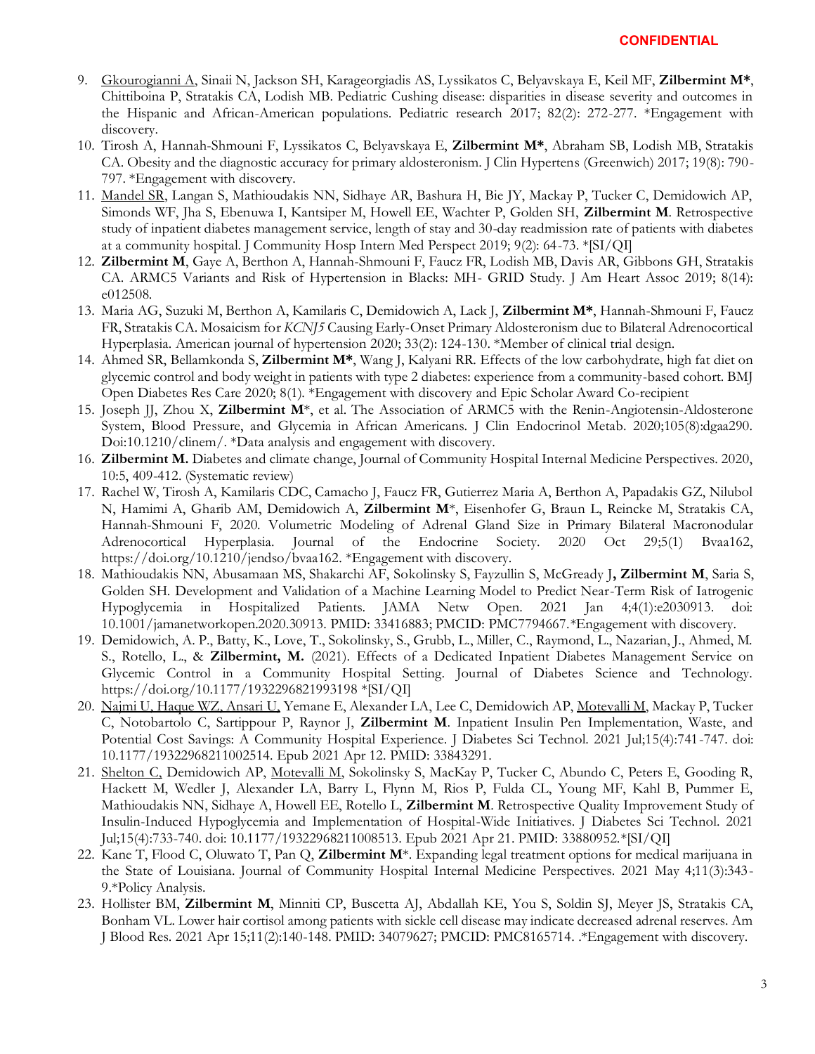**CONFIDENTIAL**

9. Gkourogianni A, Sinaii N, Jackson SH, Karageorgiadis AS, Lyssikatos C, Belyavskaya E, Keil MF, **Zilbermint M***, Chittiboina P, Stratakis CA, Lodish MB. Pediatric Cushing disease: disparities in disease severity and outcomes in the Hispanic and African-American populations. Pediatric research 2017; 82(2): 272-277. *Engagement with discovery.
10. Tirosh A, Hannah-Shmouni F, Lyssikatos C, Belyavskaya E, **Zilbermint M***, Abraham SB, Lodish MB, Stratakis CA. Obesity and the diagnostic accuracy for primary aldosteronism. J Clin Hypertens (Greenwich) 2017; 19(8): 790-797. *Engagement with discovery.
11. Mandel SR, Langan S, Mathioudakis NN, Sidhaye AR, Bashura H, Bie JY, Mackay P, Tucker C, Demidowich AP, Simonds WF, Jha S, Ebenuwa I, Kantsiper M, Howell EE, Wachter P, Golden SH, **Zilbermint M**. Retrospective study of inpatient diabetes management service, length of stay and 30-day readmission rate of patients with diabetes at a community hospital. J Community Hosp Intern Med Perspect 2019; 9(2): 64-73. *[SI/QI]
12. **Zilbermint M**, Gaye A, Berthon A, Hannah-Shmouni F, Faucz FR, Lodish MB, Davis AR, Gibbons GH, Stratakis CA. ARMC5 Variants and Risk of Hypertension in Blacks: MH- GRID Study. J Am Heart Assoc 2019; 8(14): e012508.
13. Maria AG, Suzuki M, Berthon A, Kamilaris C, Demidowich A, Lack J, **Zilbermint M***, Hannah-Shmouni F, Faucz FR, Stratakis CA. Mosaicism for *KCNJ5* Causing Early-Onset Primary Aldosteronism due to Bilateral Adrenocortical Hyperplasia. American journal of hypertension 2020; 33(2): 124-130. *Member of clinical trial design.
14. Ahmed SR, Bellamkonda S, **Zilbermint M***, Wang J, Kalyani RR. Effects of the low carbohydrate, high fat diet on glycemic control and body weight in patients with type 2 diabetes: experience from a community-based cohort. BMJ Open Diabetes Res Care 2020; 8(1). *Engagement with discovery and Epic Scholar Award Co-recipient
15. Joseph JJ, Zhou X, **Zilbermint M***, et al. The Association of ARMC5 with the Renin-Angiotensin-Aldosterone System, Blood Pressure, and Glycemia in African Americans. J Clin Endocrinol Metab. 2020;105(8):dgaa290. Doi:10.1210/clinem/. *Data analysis and engagement with discovery.
16. **Zilbermint M.** Diabetes and climate change, Journal of Community Hospital Internal Medicine Perspectives. 2020, 10:5, 409-412. (Systematic review)
17. Rachel W, Tirosh A, Kamilaris CDC, Camacho J, Faucz FR, Gutierrez Maria A, Berthon A, Papadakis GZ, Nilubol N, Hamimi A, Gharib AM, Demidowich A, **Zilbermint M***, Eisenhofer G, Braun L, Reincke M, Stratakis CA, Hannah-Shmouni F, 2020. Volumetric Modeling of Adrenal Gland Size in Primary Bilateral Macronodular Adrenocortical Hyperplasia. Journal of the Endocrine Society. 2020 Oct 29;5(1) Bvaa162, https://doi.org/10.1210/jendso/bvaa162. *Engagement with discovery.
18. Mathioudakis NN, Abusamaan MS, Shakarchi AF, Sokolinsky S, Fayzullin S, McGready J**, Zilbermint M**, Saria S, Golden SH. Development and Validation of a Machine Learning Model to Predict Near-Term Risk of Iatrogenic Hypoglycemia in Hospitalized Patients. JAMA Netw Open. 2021 Jan 4;4(1):e2030913. doi: 10.1001/jamanetworkopen.2020.30913. PMID: 33416883; PMCID: PMC7794667.*Engagement with discovery.
19. Demidowich, A. P., Batty, K., Love, T., Sokolinsky, S., Grubb, L., Miller, C., Raymond, L., Nazarian, J., Ahmed, M. S., Rotello, L., & **Zilbermint, M.** (2021). Effects of a Dedicated Inpatient Diabetes Management Service on Glycemic Control in a Community Hospital Setting. Journal of Diabetes Science and Technology. https://doi.org/10.1177/1932296821993198 *[SI/QI]
20. Najmi U, Haque WZ, Ansari U, Yemane E, Alexander LA, Lee C, Demidowich AP, Motevalli M, Mackay P, Tucker C, Notobartolo C, Sartippour P, Raynor J, **Zilbermint M**. Inpatient Insulin Pen Implementation, Waste, and Potential Cost Savings: A Community Hospital Experience. J Diabetes Sci Technol. 2021 Jul;15(4):741-747. doi: 10.1177/19322968211002514. Epub 2021 Apr 12. PMID: 33843291.
21. Shelton C, Demidowich AP, Motevalli M, Sokolinsky S, MacKay P, Tucker C, Abundo C, Peters E, Gooding R, Hackett M, Wedler J, Alexander LA, Barry L, Flynn M, Rios P, Fulda CL, Young MF, Kahl B, Pummer E, Mathioudakis NN, Sidhaye A, Howell EE, Rotello L, **Zilbermint M**. Retrospective Quality Improvement Study of Insulin-Induced Hypoglycemia and Implementation of Hospital-Wide Initiatives. J Diabetes Sci Technol. 2021 Jul;15(4):733-740. doi: 10.1177/19322968211008513. Epub 2021 Apr 21. PMID: 33880952.*[SI/QI]
22. Kane T, Flood C, Oluwato T, Pan Q, **Zilbermint M***. Expanding legal treatment options for medical marijuana in the State of Louisiana. Journal of Community Hospital Internal Medicine Perspectives. 2021 May 4;11(3):343-9.*Policy Analysis.
23. Hollister BM, **Zilbermint M**, Minniti CP, Buscetta AJ, Abdallah KE, You S, Soldin SJ, Meyer JS, Stratakis CA, Bonham VL. Lower hair cortisol among patients with sickle cell disease may indicate decreased adrenal reserves. Am J Blood Res. 2021 Apr 15;11(2):140-148. PMID: 34079627; PMCID: PMC8165714. .*Engagement with discovery.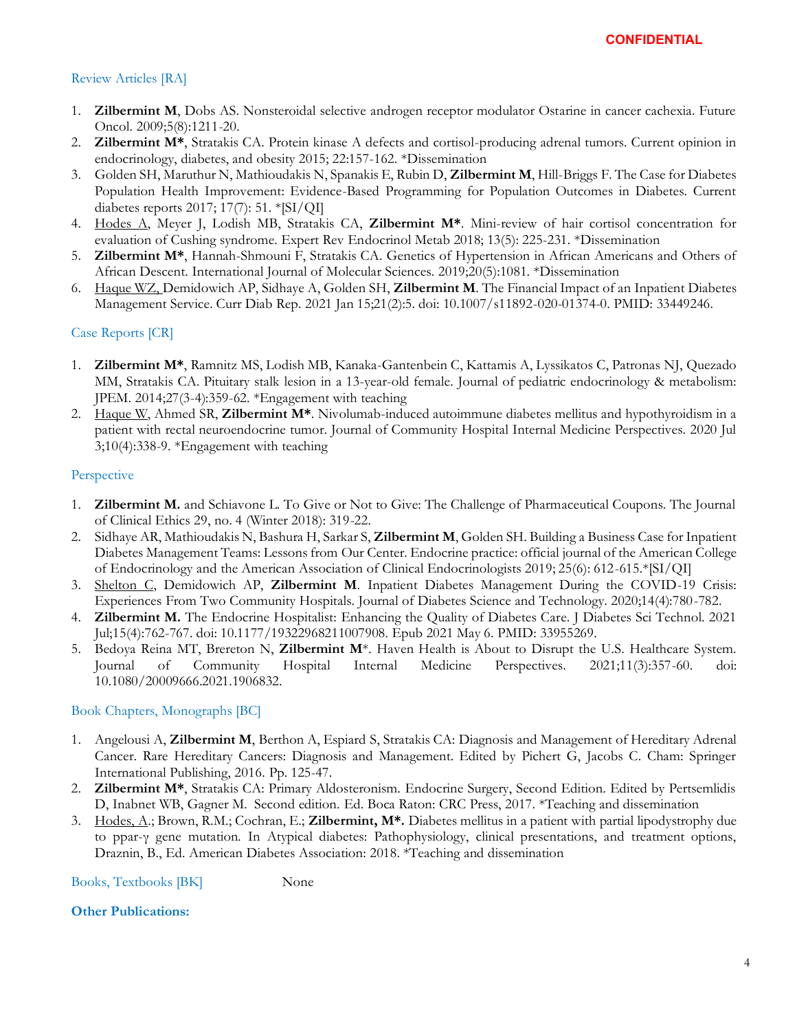**CONFIDENTIAL**

### Review Articles [RA]

1. **Zilbermint M**, Dobs AS. Nonsteroidal selective androgen receptor modulator Ostarine in cancer cachexia. Future Oncol. 2009;5(8):1211-20.
2. **Zilbermint M***, Stratakis CA. Protein kinase A defects and cortisol-producing adrenal tumors. Current opinion in endocrinology, diabetes, and obesity 2015; 22:157-162. *Dissemination
3. Golden SH, Maruthur N, Mathioudakis N, Spanakis E, Rubin D, **Zilbermint M**, Hill-Briggs F. The Case for Diabetes Population Health Improvement: Evidence-Based Programming for Population Outcomes in Diabetes. Current diabetes reports 2017; 17(7): 51. *[SI/QI]
4. <u>Hodes A</u>, Meyer J, Lodish MB, Stratakis CA, **Zilbermint M***. Mini-review of hair cortisol concentration for evaluation of Cushing syndrome. Expert Rev Endocrinol Metab 2018; 13(5): 225-231. *Dissemination
5. **Zilbermint M***, Hannah-Shmouni F, Stratakis CA. Genetics of Hypertension in African Americans and Others of African Descent. International Journal of Molecular Sciences. 2019;20(5):1081. *Dissemination
6. <u>Haque WZ,</u> Demidowich AP, Sidhaye A, Golden SH, **Zilbermint M**. The Financial Impact of an Inpatient Diabetes Management Service. Curr Diab Rep. 2021 Jan 15;21(2):5. doi: 10.1007/s11892-020-01374-0. PMID: 33449246.

### Case Reports [CR]

1. **Zilbermint M***, Ramnitz MS, Lodish MB, Kanaka-Gantenbein C, Kattamis A, Lyssikatos C, Patronas NJ, Quezado MM, Stratakis CA. Pituitary stalk lesion in a 13-year-old female. Journal of pediatric endocrinology & metabolism: JPEM. 2014;27(3-4):359-62. *Engagement with teaching
2. <u>Haque W</u>, Ahmed SR, **Zilbermint M***. Nivolumab-induced autoimmune diabetes mellitus and hypothyroidism in a patient with rectal neuroendocrine tumor. Journal of Community Hospital Internal Medicine Perspectives. 2020 Jul 3;10(4):338-9. *Engagement with teaching

### Perspective

1. **Zilbermint M.** and Schiavone L. To Give or Not to Give: The Challenge of Pharmaceutical Coupons. The Journal of Clinical Ethics 29, no. 4 (Winter 2018): 319-22.
2. Sidhaye AR, Mathioudakis N, Bashura H, Sarkar S, **Zilbermint M**, Golden SH. Building a Business Case for Inpatient Diabetes Management Teams: Lessons from Our Center. Endocrine practice: official journal of the American College of Endocrinology and the American Association of Clinical Endocrinologists 2019; 25(6): 612-615.*[SI/QI]
3. <u>Shelton C</u>, Demidowich AP, **Zilbermint M**. Inpatient Diabetes Management During the COVID-19 Crisis: Experiences From Two Community Hospitals. Journal of Diabetes Science and Technology. 2020;14(4):780-782.
4. **Zilbermint M.** The Endocrine Hospitalist: Enhancing the Quality of Diabetes Care. J Diabetes Sci Technol. 2021 Jul;15(4):762-767. doi: 10.1177/19322968211007908. Epub 2021 May 6. PMID: 33955269.
5. Bedoya Reina MT, Brereton N, **Zilbermint M***. Haven Health is About to Disrupt the U.S. Healthcare System. Journal of Community Hospital Internal Medicine Perspectives. 2021;11(3):357-60. doi: 10.1080/20009666.2021.1906832.

### Book Chapters, Monographs [BC]

1. Angelousi A, **Zilbermint M**, Berthon A, Espiard S, Stratakis CA: Diagnosis and Management of Hereditary Adrenal Cancer. Rare Hereditary Cancers: Diagnosis and Management. Edited by Pichert G, Jacobs C. Cham: Springer International Publishing, 2016. Pp. 125-47.
2. **Zilbermint M***, Stratakis CA: Primary Aldosteronism. Endocrine Surgery, Second Edition. Edited by Pertsemlidis D, Inabnet WB, Gagner M. Second edition. Ed. Boca Raton: CRC Press, 2017. *Teaching and dissemination
3. <u>Hodes, A.</u>; Brown, R.M.; Cochran, E.; **Zilbermint, M*.** Diabetes mellitus in a patient with partial lipodystrophy due to ppar-γ gene mutation. In Atypical diabetes: Pathophysiology, clinical presentations, and treatment options, Draznin, B., Ed. American Diabetes Association: 2018. *Teaching and dissemination

### Books, Textbooks [BK]

None

### Other Publications: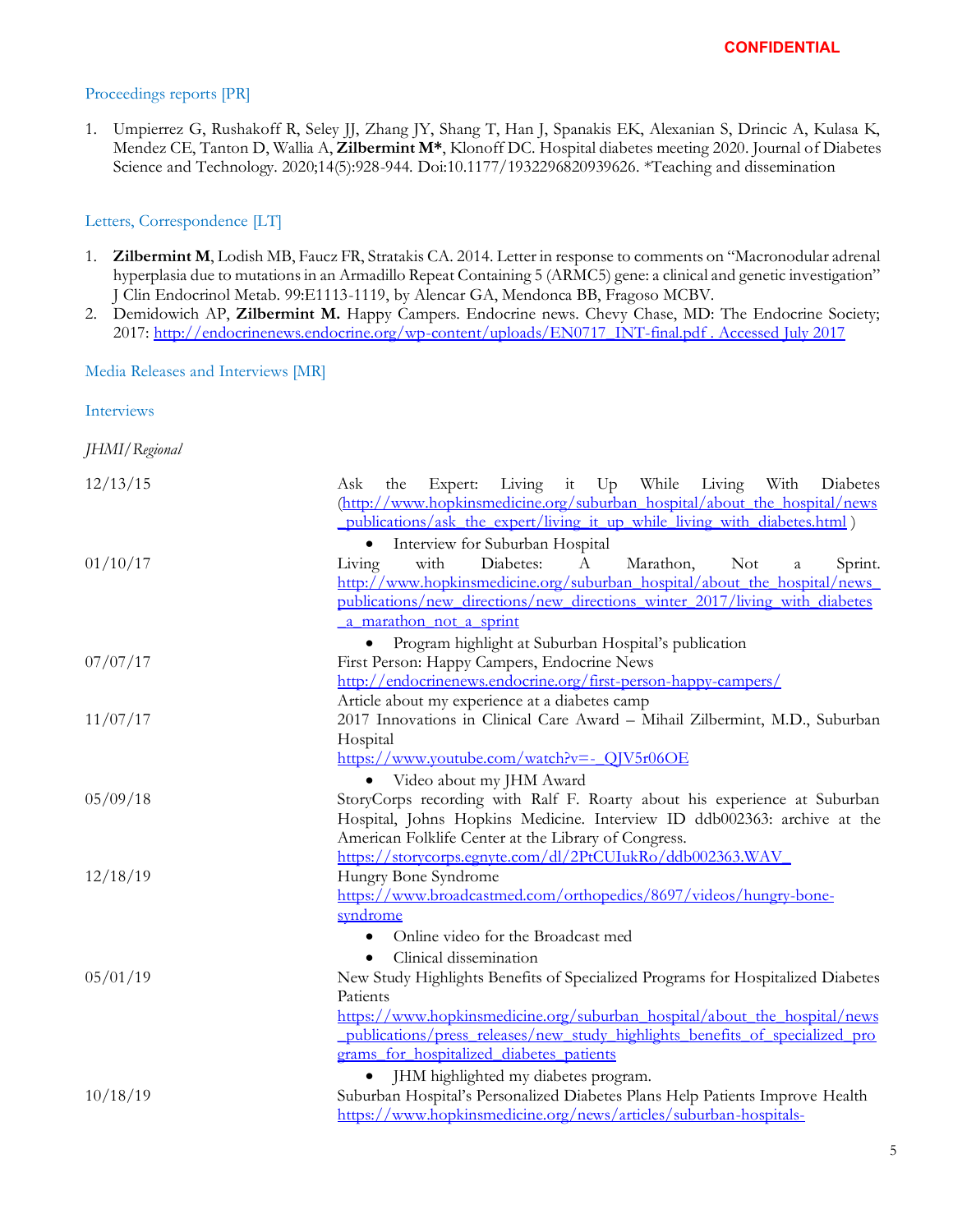CONFIDENTIAL

## Proceedings reports [PR]

1. Umpierrez G, Rushakoff R, Seley JJ, Zhang JY, Shang T, Han J, Spanakis EK, Alexanian S, Drincic A, Kulasa K, Mendez CE, Tanton D, Wallia A, **Zilbermint M***, Klonoff DC. Hospital diabetes meeting 2020. Journal of Diabetes Science and Technology. 2020;14(5):928-944. Doi:10.1177/1932296820939626. *Teaching and dissemination

## Letters, Correspondence [LT]

1. **Zilbermint M**, Lodish MB, Faucz FR, Stratakis CA. 2014. Letter in response to comments on "Macronodular adrenal hyperplasia due to mutations in an Armadillo Repeat Containing 5 (ARMC5) gene: a clinical and genetic investigation" J Clin Endocrinol Metab. 99:E1113-1119, by Alencar GA, Mendonca BB, Fragoso MCBV.
2. Demidowich AP, **Zilbermint M.** Happy Campers. Endocrine news. Chevy Chase, MD: The Endocrine Society; 2017: http://endocrinenews.endocrine.org/wp-content/uploads/EN0717_INT-final.pdf . Accessed July 2017

## Media Releases and Interviews [MR]

### Interviews

*JHMI/Regional*

| | |
|---|---|
| 12/13/15 | Ask the Expert: Living it Up While Living With Diabetes (http://www.hopkinsmedicine.org/suburban_hospital/about_the_hospital/news_publications/ask_the_expert/living_it_up_while_living_with_diabetes.html )<br>• Interview for Suburban Hospital |
| 01/10/17 | Living with Diabetes: A Marathon, Not a Sprint. http://www.hopkinsmedicine.org/suburban_hospital/about_the_hospital/news_publications/new_directions/new_directions_winter_2017/living_with_diabetes_a_marathon_not_a_sprint<br>• Program highlight at Suburban Hospital's publication |
| 07/07/17 | First Person: Happy Campers, Endocrine News<br>http://endocrinenews.endocrine.org/first-person-happy-campers/<br>Article about my experience at a diabetes camp |
| 11/07/17 | 2017 Innovations in Clinical Care Award – Mihail Zilbermint, M.D., Suburban Hospital<br>https://www.youtube.com/watch?v=-_QJV5r06OE<br>• Video about my JHM Award |
| 05/09/18 | StoryCorps recording with Ralf F. Roarty about his experience at Suburban Hospital, Johns Hopkins Medicine. Interview ID ddb002363: archive at the American Folklife Center at the Library of Congress.<br>https://storycorps.egnyte.com/dl/2PtCUIukRo/ddb002363.WAV_ |
| 12/18/19 | Hungry Bone Syndrome<br>https://www.broadcastmed.com/orthopedics/8697/videos/hungry-bone-syndrome<br>• Online video for the Broadcast med<br>• Clinical dissemination |
| 05/01/19 | New Study Highlights Benefits of Specialized Programs for Hospitalized Diabetes Patients<br>https://www.hopkinsmedicine.org/suburban_hospital/about_the_hospital/news_publications/press_releases/new_study_highlights_benefits_of_specialized_programs_for_hospitalized_diabetes_patients<br>• JHM highlighted my diabetes program. |
| 10/18/19 | Suburban Hospital's Personalized Diabetes Plans Help Patients Improve Health<br>https://www.hopkinsmedicine.org/news/articles/suburban-hospitals- |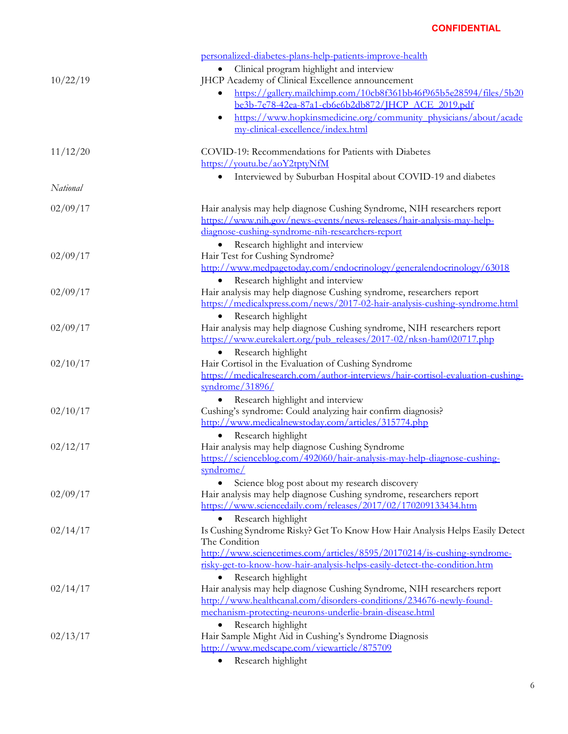CONFIDENTIAL

| | |
|---|---|
| | personalized-diabetes-plans-help-patients-improve-health<br>• Clinical program highlight and interview |
| 10/22/19 | JHCP Academy of Clinical Excellence announcement<br>• https://gallery.mailchimp.com/10cb8f361bb46f965b5e28594/files/5b20be3b-7e78-42ea-87a1-cb6e6b2db872/JHCP_ACE_2019.pdf<br>• https://www.hopkinsmedicine.org/community_physicians/about/academy-clinical-excellence/index.html |
| 11/12/20 | COVID-19: Recommendations for Patients with Diabetes<br>https://youtu.be/aoY2tptyNfM<br>• Interviewed by Suburban Hospital about COVID-19 and diabetes |
| *National* | |
| 02/09/17 | Hair analysis may help diagnose Cushing Syndrome, NIH researchers report<br>https://www.nih.gov/news-events/news-releases/hair-analysis-may-help-diagnose-cushing-syndrome-nih-researchers-report<br>• Research highlight and interview |
| 02/09/17 | Hair Test for Cushing Syndrome?<br>http://www.medpagetoday.com/endocrinology/generalendocrinology/63018<br>• Research highlight and interview |
| 02/09/17 | Hair analysis may help diagnose Cushing syndrome, researchers report<br>https://medicalxpress.com/news/2017-02-hair-analysis-cushing-syndrome.html<br>• Research highlight |
| 02/09/17 | Hair analysis may help diagnose Cushing syndrome, NIH researchers report<br>https://www.eurekalert.org/pub_releases/2017-02/nksn-ham020717.php<br>• Research highlight |
| 02/10/17 | Hair Cortisol in the Evaluation of Cushing Syndrome<br>https://medicalresearch.com/author-interviews/hair-cortisol-evaluation-cushing-syndrome/31896/<br>• Research highlight and interview |
| 02/10/17 | Cushing's syndrome: Could analyzing hair confirm diagnosis?<br>http://www.medicalnewstoday.com/articles/315774.php<br>• Research highlight |
| 02/12/17 | Hair analysis may help diagnose Cushing Syndrome<br>https://scienceblog.com/492060/hair-analysis-may-help-diagnose-cushing-syndrome/<br>• Science blog post about my research discovery |
| 02/09/17 | Hair analysis may help diagnose Cushing syndrome, researchers report<br>https://www.sciencedaily.com/releases/2017/02/170209133434.htm<br>• Research highlight |
| 02/14/17 | Is Cushing Syndrome Risky? Get To Know How Hair Analysis Helps Easily Detect The Condition<br>http://www.sciencetimes.com/articles/8595/20170214/is-cushing-syndrome-risky-get-to-know-how-hair-analysis-helps-easily-detect-the-condition.htm<br>• Research highlight |
| 02/14/17 | Hair analysis may help diagnose Cushing Syndrome, NIH researchers report<br>http://www.healthcanal.com/disorders-conditions/234676-newly-found-mechanism-protecting-neurons-underlie-brain-disease.html<br>• Research highlight |
| 02/13/17 | Hair Sample Might Aid in Cushing's Syndrome Diagnosis<br>http://www.medscape.com/viewarticle/875709<br>• Research highlight |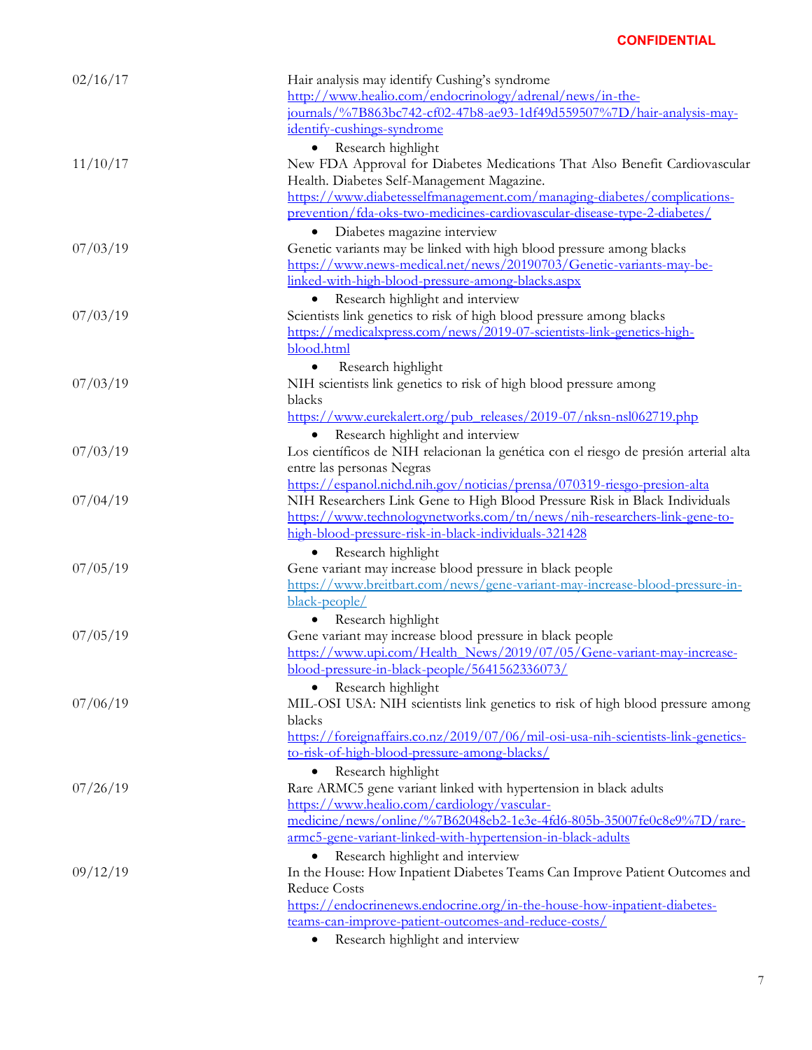**CONFIDENTIAL**

| | |
|---|---|
| 02/16/17 | Hair analysis may identify Cushing's syndrome<br>http://www.healio.com/endocrinology/adrenal/news/in-the-journals/%7B863bc742-cf02-47b8-ae93-1df49d559507%7D/hair-analysis-may-identify-cushings-syndrome<br>• Research highlight |
| 11/10/17 | New FDA Approval for Diabetes Medications That Also Benefit Cardiovascular Health. Diabetes Self-Management Magazine.<br>https://www.diabetesselfmanagement.com/managing-diabetes/complications-prevention/fda-oks-two-medicines-cardiovascular-disease-type-2-diabetes/<br>• Diabetes magazine interview |
| 07/03/19 | Genetic variants may be linked with high blood pressure among blacks<br>https://www.news-medical.net/news/20190703/Genetic-variants-may-be-linked-with-high-blood-pressure-among-blacks.aspx<br>• Research highlight and interview |
| 07/03/19 | Scientists link genetics to risk of high blood pressure among blacks<br>https://medicalxpress.com/news/2019-07-scientists-link-genetics-high-blood.html<br>• Research highlight |
| 07/03/19 | NIH scientists link genetics to risk of high blood pressure among blacks<br>https://www.eurekalert.org/pub_releases/2019-07/nksn-nsl062719.php<br>• Research highlight and interview |
| 07/03/19 | Los científicos de NIH relacionan la genética con el riesgo de presión arterial alta entre las personas Negras<br>https://espanol.nichd.nih.gov/noticias/prensa/070319-riesgo-presion-alta |
| 07/04/19 | NIH Researchers Link Gene to High Blood Pressure Risk in Black Individuals<br>https://www.technologynetworks.com/tn/news/nih-researchers-link-gene-to-high-blood-pressure-risk-in-black-individuals-321428<br>• Research highlight |
| 07/05/19 | Gene variant may increase blood pressure in black people<br>https://www.breitbart.com/news/gene-variant-may-increase-blood-pressure-in-black-people/<br>• Research highlight |
| 07/05/19 | Gene variant may increase blood pressure in black people<br>https://www.upi.com/Health_News/2019/07/05/Gene-variant-may-increase-blood-pressure-in-black-people/5641562336073/<br>• Research highlight |
| 07/06/19 | MIL-OSI USA: NIH scientists link genetics to risk of high blood pressure among blacks<br>https://foreignaffairs.co.nz/2019/07/06/mil-osi-usa-nih-scientists-link-genetics-to-risk-of-high-blood-pressure-among-blacks/<br>• Research highlight |
| 07/26/19 | Rare ARMC5 gene variant linked with hypertension in black adults<br>https://www.healio.com/cardiology/vascular-medicine/news/online/%7B62048eb2-1e3e-4fd6-805b-35007fe0c8e9%7D/rare-armc5-gene-variant-linked-with-hypertension-in-black-adults<br>• Research highlight and interview |
| 09/12/19 | In the House: How Inpatient Diabetes Teams Can Improve Patient Outcomes and Reduce Costs<br>https://endocrinenews.endocrine.org/in-the-house-how-inpatient-diabetes-teams-can-improve-patient-outcomes-and-reduce-costs/<br>• Research highlight and interview |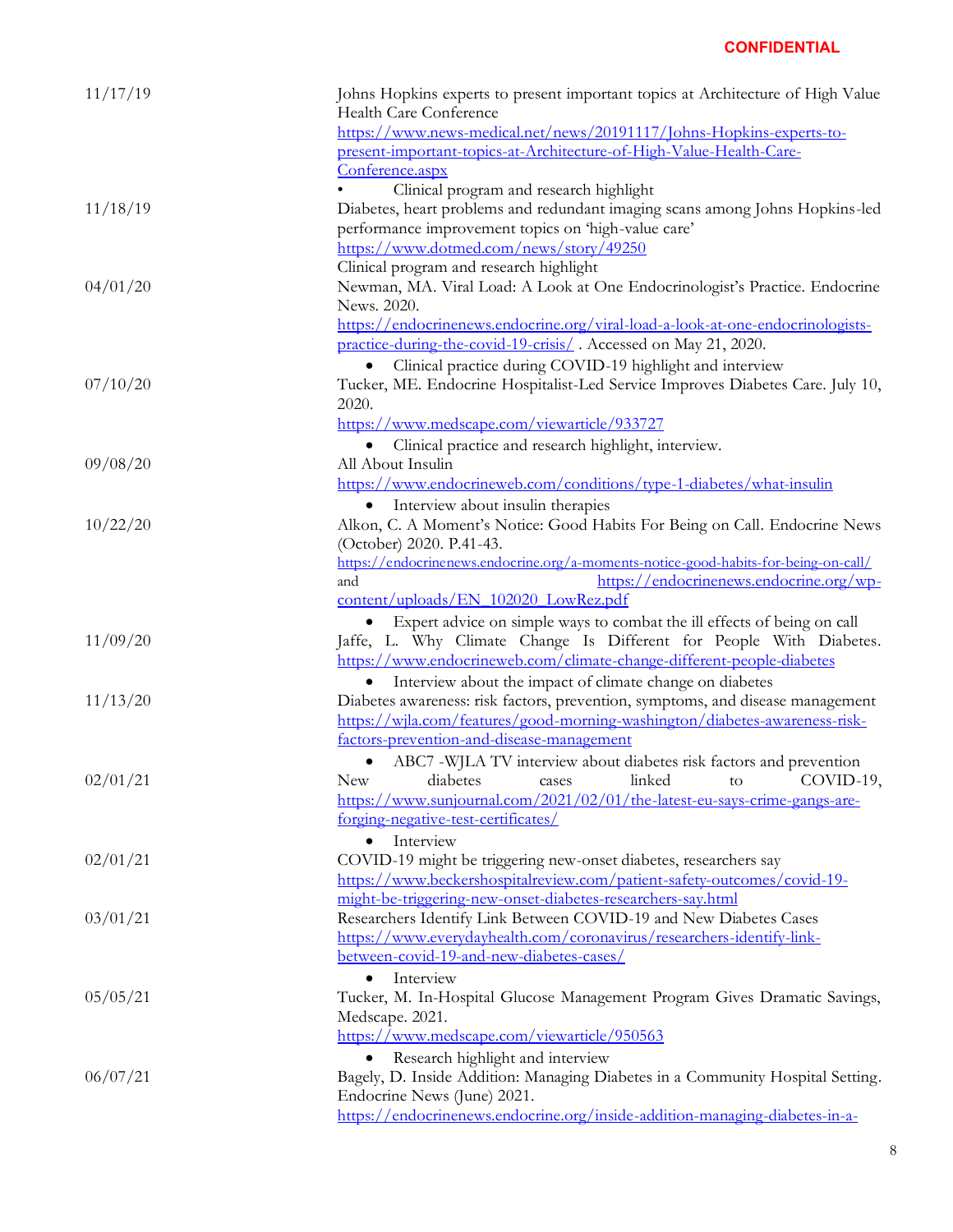**CONFIDENTIAL**

| | |
|---|---|
| 11/17/19 | Johns Hopkins experts to present important topics at Architecture of High Value Health Care Conference<br>https://www.news-medical.net/news/20191117/Johns-Hopkins-experts-to-present-important-topics-at-Architecture-of-High-Value-Health-Care-Conference.aspx<br>• Clinical program and research highlight |
| 11/18/19 | Diabetes, heart problems and redundant imaging scans among Johns Hopkins-led performance improvement topics on 'high-value care'<br>https://www.dotmed.com/news/story/49250<br>Clinical program and research highlight |
| 04/01/20 | Newman, MA. Viral Load: A Look at One Endocrinologist's Practice. Endocrine News. 2020.<br>https://endocrinenews.endocrine.org/viral-load-a-look-at-one-endocrinologists-practice-during-the-covid-19-crisis/ . Accessed on May 21, 2020.<br>• Clinical practice during COVID-19 highlight and interview |
| 07/10/20 | Tucker, ME. Endocrine Hospitalist-Led Service Improves Diabetes Care. July 10, 2020.<br>https://www.medscape.com/viewarticle/933727<br>• Clinical practice and research highlight, interview. |
| 09/08/20 | All About Insulin<br>https://www.endocrineweb.com/conditions/type-1-diabetes/what-insulin<br>• Interview about insulin therapies |
| 10/22/20 | Alkon, C. A Moment's Notice: Good Habits For Being on Call. Endocrine News (October) 2020. P.41-43.<br>https://endocrinenews.endocrine.org/a-moments-notice-good-habits-for-being-on-call/ and https://endocrinenews.endocrine.org/wp-content/uploads/EN_102020_LowRez.pdf<br>• Expert advice on simple ways to combat the ill effects of being on call |
| 11/09/20 | Jaffe, L. Why Climate Change Is Different for People With Diabetes. https://www.endocrineweb.com/climate-change-different-people-diabetes<br>• Interview about the impact of climate change on diabetes |
| 11/13/20 | Diabetes awareness: risk factors, prevention, symptoms, and disease management<br>https://wjla.com/features/good-morning-washington/diabetes-awareness-risk-factors-prevention-and-disease-management<br>• ABC7 -WJLA TV interview about diabetes risk factors and prevention |
| 02/01/21 | New diabetes cases linked to COVID-19, https://www.sunjournal.com/2021/02/01/the-latest-eu-says-crime-gangs-are-forging-negative-test-certificates/<br>• Interview |
| 02/01/21 | COVID-19 might be triggering new-onset diabetes, researchers say<br>https://www.beckershospitalreview.com/patient-safety-outcomes/covid-19-might-be-triggering-new-onset-diabetes-researchers-say.html |
| 03/01/21 | Researchers Identify Link Between COVID-19 and New Diabetes Cases<br>https://www.everydayhealth.com/coronavirus/researchers-identify-link-between-covid-19-and-new-diabetes-cases/<br>• Interview |
| 05/05/21 | Tucker, M. In-Hospital Glucose Management Program Gives Dramatic Savings, Medscape. 2021.<br>https://www.medscape.com/viewarticle/950563<br>• Research highlight and interview |
| 06/07/21 | Bagely, D. Inside Addition: Managing Diabetes in a Community Hospital Setting. Endocrine News (June) 2021.<br>https://endocrinenews.endocrine.org/inside-addition-managing-diabetes-in-a- |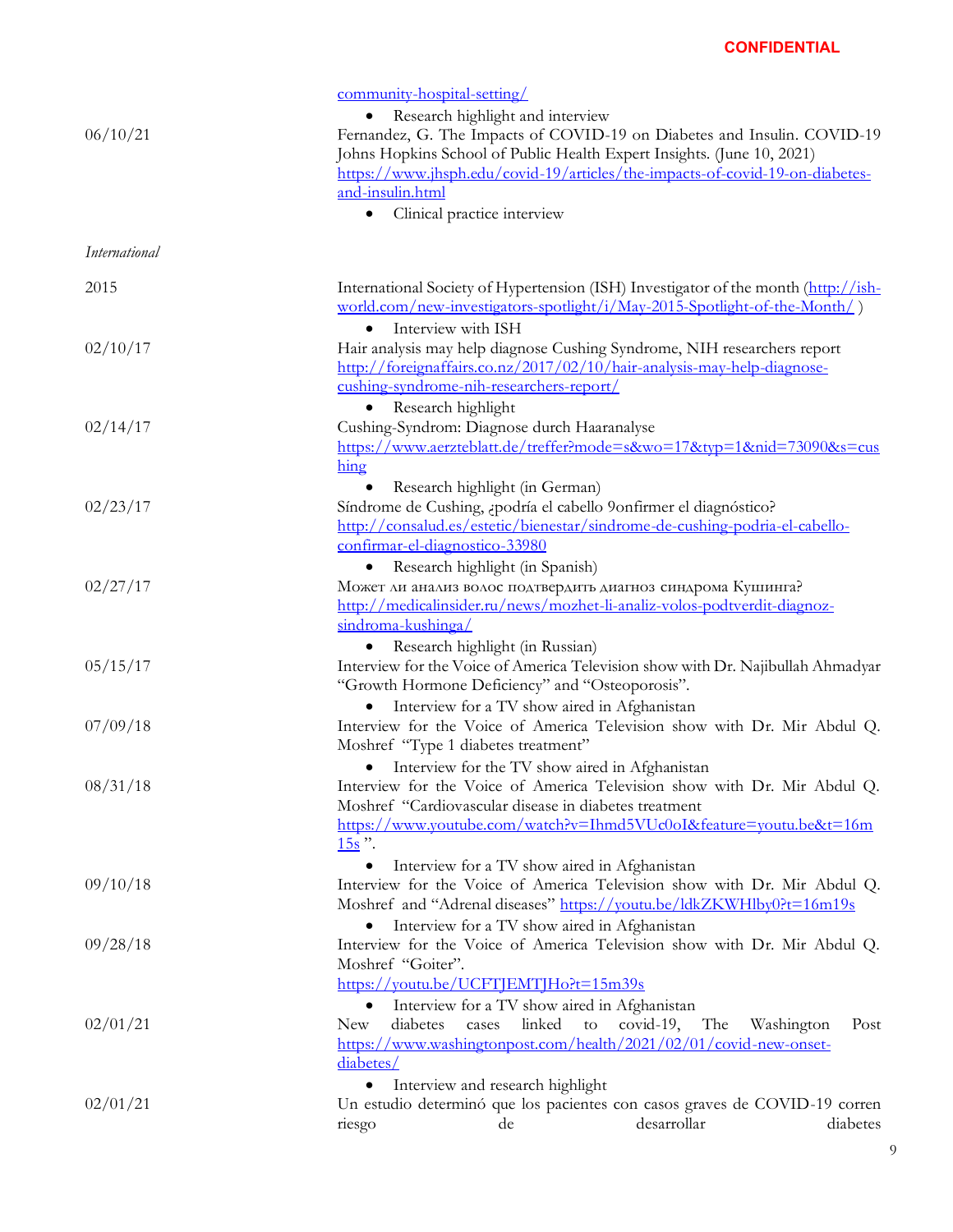**CONFIDENTIAL**

| | |
|---|---|
| | community-hospital-setting/<br>• Research highlight and interview |
| 06/10/21 | Fernandez, G. The Impacts of COVID-19 on Diabetes and Insulin. COVID-19 Johns Hopkins School of Public Health Expert Insights. (June 10, 2021) https://www.jhsph.edu/covid-19/articles/the-impacts-of-covid-19-on-diabetes-and-insulin.html<br>• Clinical practice interview |

*International*

| | |
|---|---|
| 2015 | International Society of Hypertension (ISH) Investigator of the month (http://ish-world.com/new-investigators-spotlight/i/May-2015-Spotlight-of-the-Month/ )<br>• Interview with ISH |
| 02/10/17 | Hair analysis may help diagnose Cushing Syndrome, NIH researchers report http://foreignaffairs.co.nz/2017/02/10/hair-analysis-may-help-diagnose-cushing-syndrome-nih-researchers-report/<br>• Research highlight |
| 02/14/17 | Cushing-Syndrom: Diagnose durch Haaranalyse https://www.aerzteblatt.de/treffer?mode=s&wo=17&typ=1&nid=73090&s=cushing<br>• Research highlight (in German) |
| 02/23/17 | Síndrome de Cushing, ¿podría el cabello 9onfirmer el diagnóstico? http://consalud.es/estetic/bienestar/sindrome-de-cushing-podria-el-cabello-confirmar-el-diagnostico-33980<br>• Research highlight (in Spanish) |
| 02/27/17 | Может ли анализ волос подтвердить диагноз синдрома Кушинга? http://medicalinsider.ru/news/mozhet-li-analiz-volos-podtverdit-diagnoz-sindroma-kushinga/<br>• Research highlight (in Russian) |
| 05/15/17 | Interview for the Voice of America Television show with Dr. Najibullah Ahmadyar "Growth Hormone Deficiency" and "Osteoporosis".<br>• Interview for a TV show aired in Afghanistan |
| 07/09/18 | Interview for the Voice of America Television show with Dr. Mir Abdul Q. Moshref "Type 1 diabetes treatment"<br>• Interview for the TV show aired in Afghanistan |
| 08/31/18 | Interview for the Voice of America Television show with Dr. Mir Abdul Q. Moshref "Cardiovascular disease in diabetes treatment https://www.youtube.com/watch?v=Ihmd5VUc0oI&feature=youtu.be&t=16m15s ".<br>• Interview for a TV show aired in Afghanistan |
| 09/10/18 | Interview for the Voice of America Television show with Dr. Mir Abdul Q. Moshref and "Adrenal diseases" https://youtu.be/ldkZKWHlby0?t=16m19s<br>• Interview for a TV show aired in Afghanistan |
| 09/28/18 | Interview for the Voice of America Television show with Dr. Mir Abdul Q. Moshref "Goiter". https://youtu.be/UCFTJEMTJHo?t=15m39s<br>• Interview for a TV show aired in Afghanistan |
| 02/01/21 | New diabetes cases linked to covid-19, The Washington Post https://www.washingtonpost.com/health/2021/02/01/covid-new-onset-diabetes/<br>• Interview and research highlight |
| 02/01/21 | Un estudio determinó que los pacientes con casos graves de COVID-19 corren riesgo de desarrollar diabetes |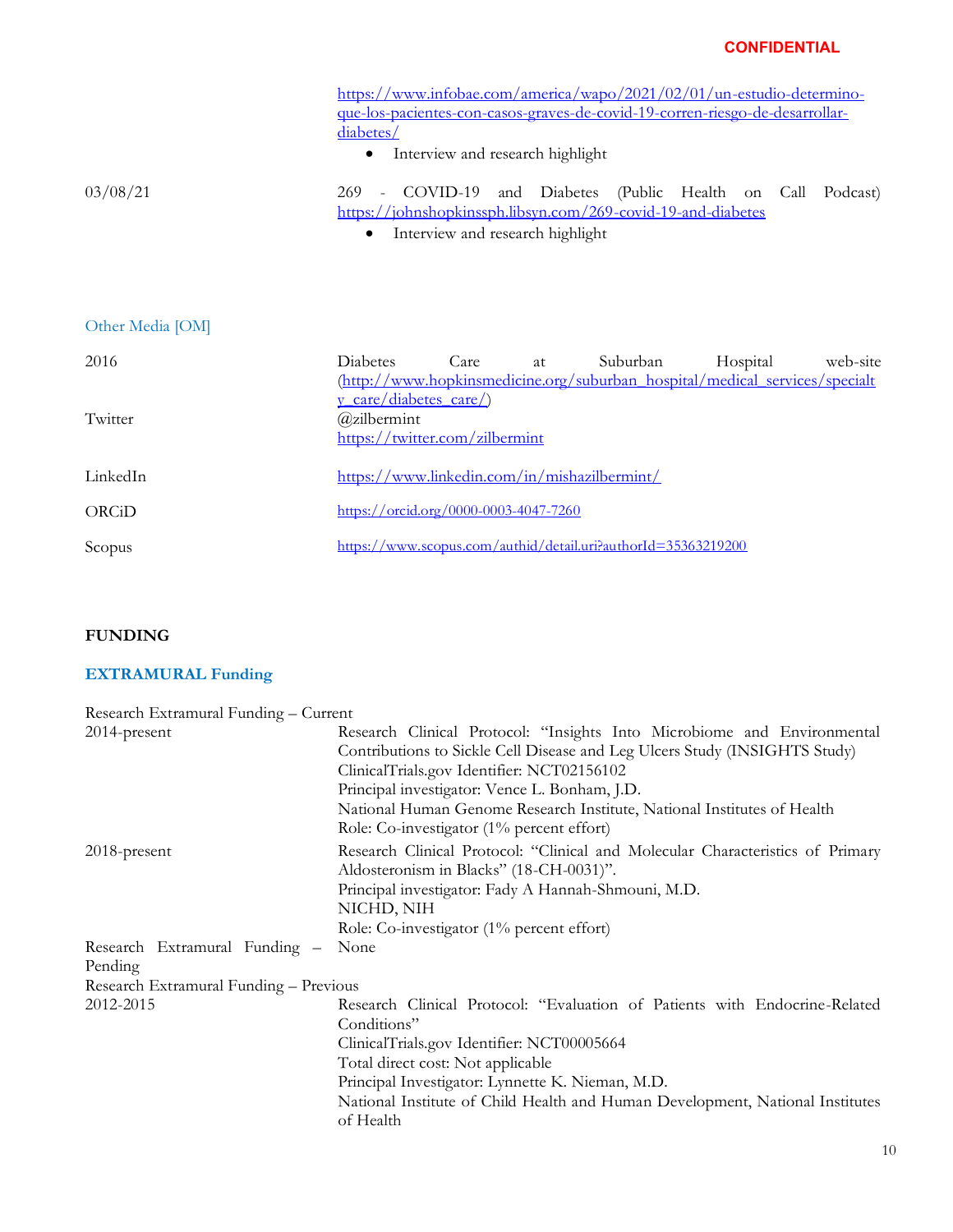https://www.infobae.com/america/wapo/2021/02/01/un-estudio-determino-que-los-pacientes-con-casos-graves-de-covid-19-corren-riesgo-de-desarrollar-diabetes/

- Interview and research highlight

03/08/21 — 269 - COVID-19 and Diabetes (Public Health on Call Podcast) https://johnshopkinssph.libsyn.com/269-covid-19-and-diabetes

- Interview and research highlight

### Other Media [OM]

| | |
|---|---|
| 2016 | Diabetes Care at Suburban Hospital web-site (http://www.hopkinsmedicine.org/suburban_hospital/medical_services/specialty_care/diabetes_care/) |
| Twitter | @zilbermint https://twitter.com/zilbermint |
| LinkedIn | https://www.linkedin.com/in/mishazilbermint/ |
| ORCiD | https://orcid.org/0000-0003-4047-7260 |
| Scopus | https://www.scopus.com/authid/detail.uri?authorId=35363219200 |

## FUNDING

### EXTRAMURAL Funding

Research Extramural Funding – Current

2014-present — Research Clinical Protocol: "Insights Into Microbiome and Environmental Contributions to Sickle Cell Disease and Leg Ulcers Study (INSIGHTS Study)
ClinicalTrials.gov Identifier: NCT02156102
Principal investigator: Vence L. Bonham, J.D.
National Human Genome Research Institute, National Institutes of Health
Role: Co-investigator (1% percent effort)

2018-present — Research Clinical Protocol: "Clinical and Molecular Characteristics of Primary Aldosteronism in Blacks" (18-CH-0031)".
Principal investigator: Fady A Hannah-Shmouni, M.D.
NICHD, NIH
Role: Co-investigator (1% percent effort)

Research Extramural Funding – Pending — None

Research Extramural Funding – Previous

2012-2015 — Research Clinical Protocol: "Evaluation of Patients with Endocrine-Related Conditions"
ClinicalTrials.gov Identifier: NCT00005664
Total direct cost: Not applicable
Principal Investigator: Lynnette K. Nieman, M.D.
National Institute of Child Health and Human Development, National Institutes of Health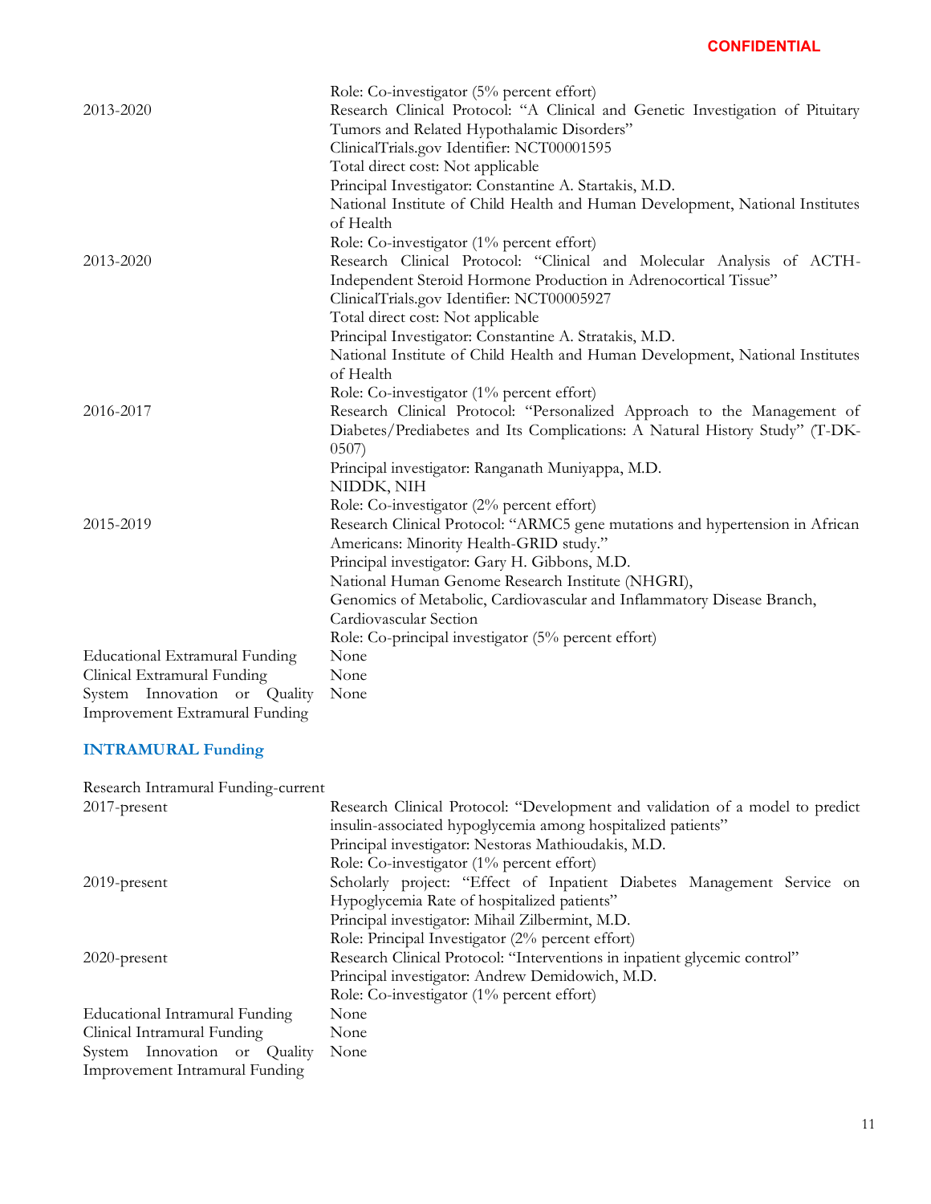Role: Co-investigator (5% percent effort)

| | |
|---|---|
| 2013-2020 | Research Clinical Protocol: "A Clinical and Genetic Investigation of Pituitary Tumors and Related Hypothalamic Disorders"<br>ClinicalTrials.gov Identifier: NCT00001595<br>Total direct cost: Not applicable<br>Principal Investigator: Constantine A. Startakis, M.D.<br>National Institute of Child Health and Human Development, National Institutes of Health<br>Role: Co-investigator (1% percent effort) |
| 2013-2020 | Research Clinical Protocol: "Clinical and Molecular Analysis of ACTH-Independent Steroid Hormone Production in Adrenocortical Tissue"<br>ClinicalTrials.gov Identifier: NCT00005927<br>Total direct cost: Not applicable<br>Principal Investigator: Constantine A. Stratakis, M.D.<br>National Institute of Child Health and Human Development, National Institutes of Health<br>Role: Co-investigator (1% percent effort) |
| 2016-2017 | Research Clinical Protocol: "Personalized Approach to the Management of Diabetes/Prediabetes and Its Complications: A Natural History Study" (T-DK-0507)<br>Principal investigator: Ranganath Muniyappa, M.D.<br>NIDDK, NIH<br>Role: Co-investigator (2% percent effort) |
| 2015-2019 | Research Clinical Protocol: "ARMC5 gene mutations and hypertension in African Americans: Minority Health-GRID study."<br>Principal investigator: Gary H. Gibbons, M.D.<br>National Human Genome Research Institute (NHGRI),<br>Genomics of Metabolic, Cardiovascular and Inflammatory Disease Branch, Cardiovascular Section<br>Role: Co-principal investigator (5% percent effort) |
| Educational Extramural Funding | None |
| Clinical Extramural Funding | None |
| System Innovation or Quality Improvement Extramural Funding | None |

## INTRAMURAL Funding

Research Intramural Funding-current

| | |
|---|---|
| 2017-present | Research Clinical Protocol: "Development and validation of a model to predict insulin-associated hypoglycemia among hospitalized patients"<br>Principal investigator: Nestoras Mathioudakis, M.D.<br>Role: Co-investigator (1% percent effort) |
| 2019-present | Scholarly project: "Effect of Inpatient Diabetes Management Service on Hypoglycemia Rate of hospitalized patients"<br>Principal investigator: Mihail Zilbermint, M.D.<br>Role: Principal Investigator (2% percent effort) |
| 2020-present | Research Clinical Protocol: "Interventions in inpatient glycemic control"<br>Principal investigator: Andrew Demidowich, M.D.<br>Role: Co-investigator (1% percent effort) |
| Educational Intramural Funding | None |
| Clinical Intramural Funding | None |
| System Innovation or Quality Improvement Intramural Funding | None |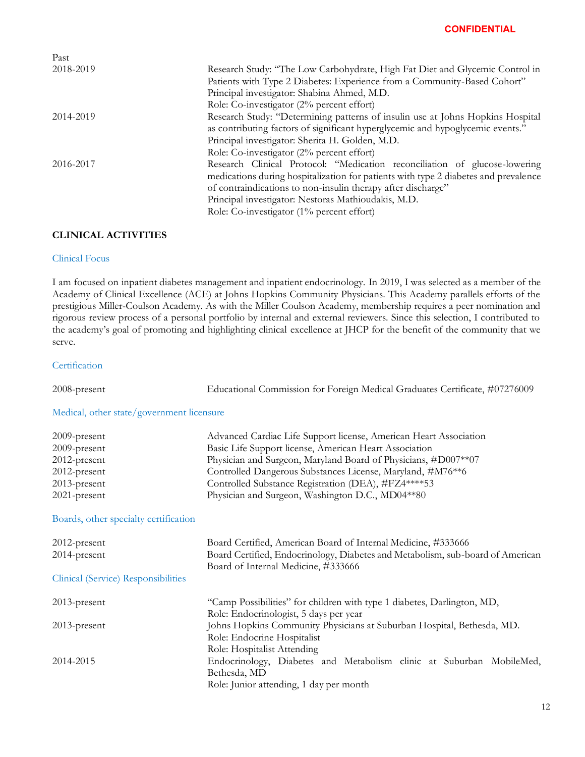Past

| | |
|---|---|
| 2018-2019 | Research Study: "The Low Carbohydrate, High Fat Diet and Glycemic Control in Patients with Type 2 Diabetes: Experience from a Community-Based Cohort"<br>Principal investigator: Shabina Ahmed, M.D.<br>Role: Co-investigator (2% percent effort) |
| 2014-2019 | Research Study: "Determining patterns of insulin use at Johns Hopkins Hospital as contributing factors of significant hyperglycemic and hypoglycemic events."<br>Principal investigator: Sherita H. Golden, M.D.<br>Role: Co-investigator (2% percent effort) |
| 2016-2017 | Research Clinical Protocol: "Medication reconciliation of glucose-lowering medications during hospitalization for patients with type 2 diabetes and prevalence of contraindications to non-insulin therapy after discharge"<br>Principal investigator: Nestoras Mathioudakis, M.D.<br>Role: Co-investigator (1% percent effort) |

**CLINICAL ACTIVITIES**

### Clinical Focus

I am focused on inpatient diabetes management and inpatient endocrinology. In 2019, I was selected as a member of the Academy of Clinical Excellence (ACE) at Johns Hopkins Community Physicians. This Academy parallels efforts of the prestigious Miller-Coulson Academy. As with the Miller Coulson Academy, membership requires a peer nomination and rigorous review process of a personal portfolio by internal and external reviewers. Since this selection, I contributed to the academy's goal of promoting and highlighting clinical excellence at JHCP for the benefit of the community that we serve.

### Certification

| | |
|---|---|
| 2008-present | Educational Commission for Foreign Medical Graduates Certificate, #07276009 |

### Medical, other state/government licensure

| | |
|---|---|
| 2009-present | Advanced Cardiac Life Support license, American Heart Association |
| 2009-present | Basic Life Support license, American Heart Association |
| 2012-present | Physician and Surgeon, Maryland Board of Physicians, #D007**07 |
| 2012-present | Controlled Dangerous Substances License, Maryland, #M76**6 |
| 2013-present | Controlled Substance Registration (DEA), #FZ4****53 |
| 2021-present | Physician and Surgeon, Washington D.C., MD04**80 |

### Boards, other specialty certification

| | |
|---|---|
| 2012-present | Board Certified, American Board of Internal Medicine, #333666 |
| 2014-present | Board Certified, Endocrinology, Diabetes and Metabolism, sub-board of American Board of Internal Medicine, #333666 |

### Clinical (Service) Responsibilities

| | |
|---|---|
| 2013-present | "Camp Possibilities" for children with type 1 diabetes, Darlington, MD,<br>Role: Endocrinologist, 5 days per year |
| 2013-present | Johns Hopkins Community Physicians at Suburban Hospital, Bethesda, MD.<br>Role: Endocrine Hospitalist<br>Role: Hospitalist Attending |
| 2014-2015 | Endocrinology, Diabetes and Metabolism clinic at Suburban MobileMed, Bethesda, MD<br>Role: Junior attending, 1 day per month |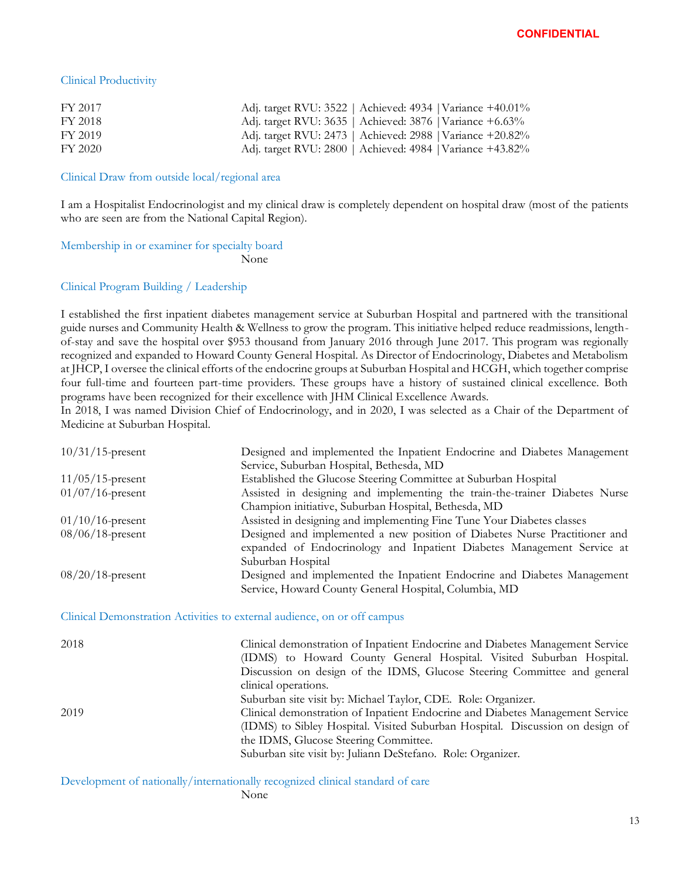CONFIDENTIAL

### Clinical Productivity

| | |
|---|---|
| FY 2017 | Adj. target RVU: 3522 \| Achieved: 4934 \| Variance +40.01% |
| FY 2018 | Adj. target RVU: 3635 \| Achieved: 3876 \| Variance +6.63% |
| FY 2019 | Adj. target RVU: 2473 \| Achieved: 2988 \| Variance +20.82% |
| FY 2020 | Adj. target RVU: 2800 \| Achieved: 4984 \| Variance +43.82% |

### Clinical Draw from outside local/regional area

I am a Hospitalist Endocrinologist and my clinical draw is completely dependent on hospital draw (most of the patients who are seen are from the National Capital Region).

### Membership in or examiner for specialty board

None

### Clinical Program Building / Leadership

I established the first inpatient diabetes management service at Suburban Hospital and partnered with the transitional guide nurses and Community Health & Wellness to grow the program. This initiative helped reduce readmissions, length-of-stay and save the hospital over $953 thousand from January 2016 through June 2017. This program was regionally recognized and expanded to Howard County General Hospital. As Director of Endocrinology, Diabetes and Metabolism at JHCP, I oversee the clinical efforts of the endocrine groups at Suburban Hospital and HCGH, which together comprise four full-time and fourteen part-time providers. These groups have a history of sustained clinical excellence. Both programs have been recognized for their excellence with JHM Clinical Excellence Awards.
In 2018, I was named Division Chief of Endocrinology, and in 2020, I was selected as a Chair of the Department of Medicine at Suburban Hospital.

| | |
|---|---|
| 10/31/15-present | Designed and implemented the Inpatient Endocrine and Diabetes Management Service, Suburban Hospital, Bethesda, MD |
| 11/05/15-present | Established the Glucose Steering Committee at Suburban Hospital |
| 01/07/16-present | Assisted in designing and implementing the train-the-trainer Diabetes Nurse Champion initiative, Suburban Hospital, Bethesda, MD |
| 01/10/16-present | Assisted in designing and implementing Fine Tune Your Diabetes classes |
| 08/06/18-present | Designed and implemented a new position of Diabetes Nurse Practitioner and expanded of Endocrinology and Inpatient Diabetes Management Service at Suburban Hospital |
| 08/20/18-present | Designed and implemented the Inpatient Endocrine and Diabetes Management Service, Howard County General Hospital, Columbia, MD |

### Clinical Demonstration Activities to external audience, on or off campus

| | |
|---|---|
| 2018 | Clinical demonstration of Inpatient Endocrine and Diabetes Management Service (IDMS) to Howard County General Hospital. Visited Suburban Hospital. Discussion on design of the IDMS, Glucose Steering Committee and general clinical operations. Suburban site visit by: Michael Taylor, CDE. Role: Organizer. |
| 2019 | Clinical demonstration of Inpatient Endocrine and Diabetes Management Service (IDMS) to Sibley Hospital. Visited Suburban Hospital. Discussion on design of the IDMS, Glucose Steering Committee. Suburban site visit by: Juliann DeStefano. Role: Organizer. |

### Development of nationally/internationally recognized clinical standard of care

None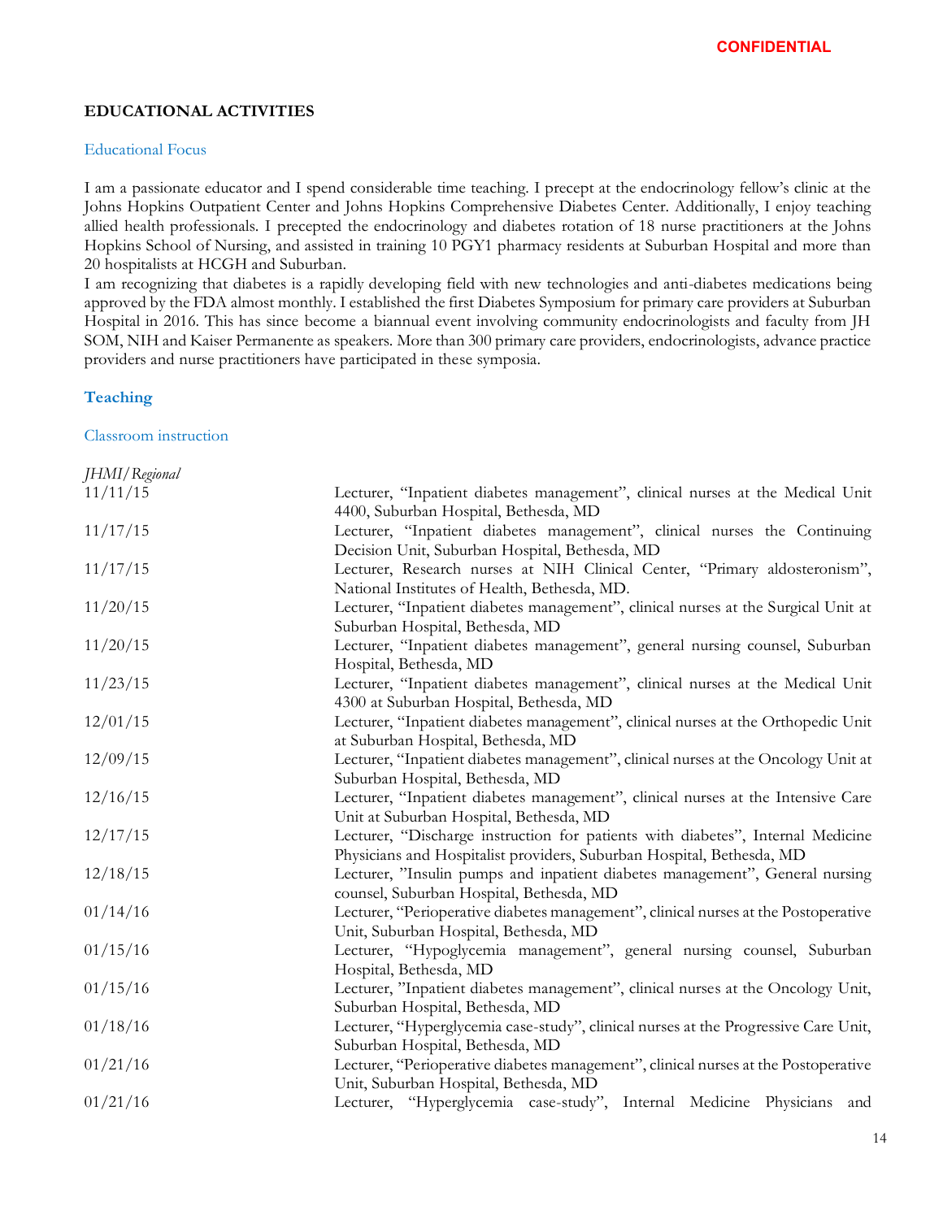**CONFIDENTIAL**

## EDUCATIONAL ACTIVITIES

### Educational Focus

I am a passionate educator and I spend considerable time teaching. I precept at the endocrinology fellow's clinic at the Johns Hopkins Outpatient Center and Johns Hopkins Comprehensive Diabetes Center. Additionally, I enjoy teaching allied health professionals. I precepted the endocrinology and diabetes rotation of 18 nurse practitioners at the Johns Hopkins School of Nursing, and assisted in training 10 PGY1 pharmacy residents at Suburban Hospital and more than 20 hospitalists at HCGH and Suburban.
I am recognizing that diabetes is a rapidly developing field with new technologies and anti-diabetes medications being approved by the FDA almost monthly. I established the first Diabetes Symposium for primary care providers at Suburban Hospital in 2016. This has since become a biannual event involving community endocrinologists and faculty from JH SOM, NIH and Kaiser Permanente as speakers. More than 300 primary care providers, endocrinologists, advance practice providers and nurse practitioners have participated in these symposia.

### Teaching

#### Classroom instruction

*JHMI/Regional*

| | |
|---|---|
| 11/11/15 | Lecturer, "Inpatient diabetes management", clinical nurses at the Medical Unit 4400, Suburban Hospital, Bethesda, MD |
| 11/17/15 | Lecturer, "Inpatient diabetes management", clinical nurses the Continuing Decision Unit, Suburban Hospital, Bethesda, MD |
| 11/17/15 | Lecturer, Research nurses at NIH Clinical Center, "Primary aldosteronism", National Institutes of Health, Bethesda, MD. |
| 11/20/15 | Lecturer, "Inpatient diabetes management", clinical nurses at the Surgical Unit at Suburban Hospital, Bethesda, MD |
| 11/20/15 | Lecturer, "Inpatient diabetes management", general nursing counsel, Suburban Hospital, Bethesda, MD |
| 11/23/15 | Lecturer, "Inpatient diabetes management", clinical nurses at the Medical Unit 4300 at Suburban Hospital, Bethesda, MD |
| 12/01/15 | Lecturer, "Inpatient diabetes management", clinical nurses at the Orthopedic Unit at Suburban Hospital, Bethesda, MD |
| 12/09/15 | Lecturer, "Inpatient diabetes management", clinical nurses at the Oncology Unit at Suburban Hospital, Bethesda, MD |
| 12/16/15 | Lecturer, "Inpatient diabetes management", clinical nurses at the Intensive Care Unit at Suburban Hospital, Bethesda, MD |
| 12/17/15 | Lecturer, "Discharge instruction for patients with diabetes", Internal Medicine Physicians and Hospitalist providers, Suburban Hospital, Bethesda, MD |
| 12/18/15 | Lecturer, "Insulin pumps and inpatient diabetes management", General nursing counsel, Suburban Hospital, Bethesda, MD |
| 01/14/16 | Lecturer, "Perioperative diabetes management", clinical nurses at the Postoperative Unit, Suburban Hospital, Bethesda, MD |
| 01/15/16 | Lecturer, "Hypoglycemia management", general nursing counsel, Suburban Hospital, Bethesda, MD |
| 01/15/16 | Lecturer, "Inpatient diabetes management", clinical nurses at the Oncology Unit, Suburban Hospital, Bethesda, MD |
| 01/18/16 | Lecturer, "Hyperglycemia case-study", clinical nurses at the Progressive Care Unit, Suburban Hospital, Bethesda, MD |
| 01/21/16 | Lecturer, "Perioperative diabetes management", clinical nurses at the Postoperative Unit, Suburban Hospital, Bethesda, MD |
| 01/21/16 | Lecturer, "Hyperglycemia case-study", Internal Medicine Physicians and |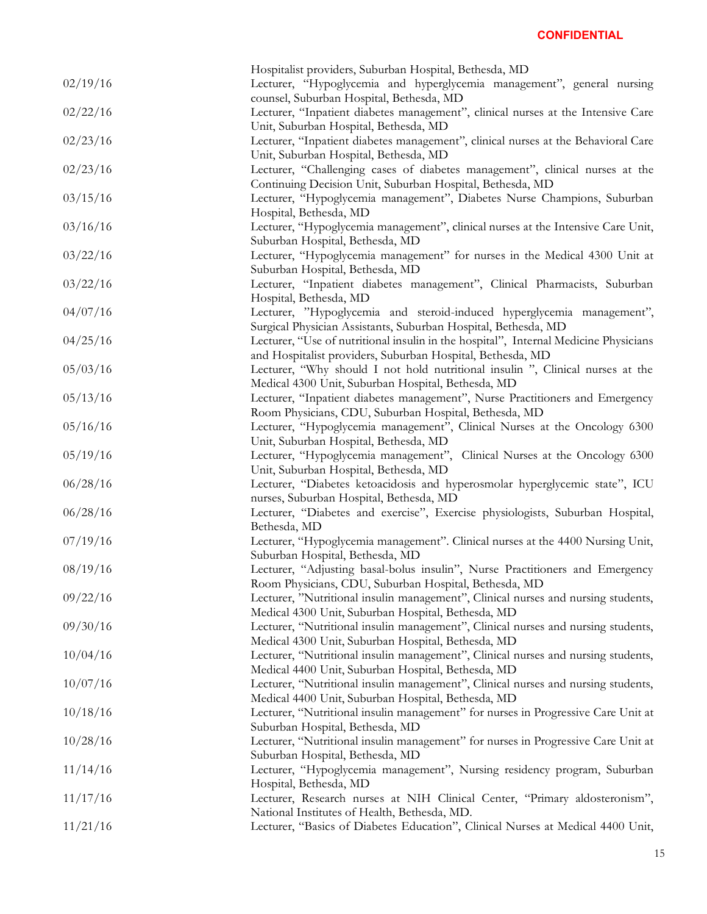**CONFIDENTIAL**

| | |
|---|---|
| | Hospitalist providers, Suburban Hospital, Bethesda, MD |
| 02/19/16 | Lecturer, "Hypoglycemia and hyperglycemia management", general nursing counsel, Suburban Hospital, Bethesda, MD |
| 02/22/16 | Lecturer, "Inpatient diabetes management", clinical nurses at the Intensive Care Unit, Suburban Hospital, Bethesda, MD |
| 02/23/16 | Lecturer, "Inpatient diabetes management", clinical nurses at the Behavioral Care Unit, Suburban Hospital, Bethesda, MD |
| 02/23/16 | Lecturer, "Challenging cases of diabetes management", clinical nurses at the Continuing Decision Unit, Suburban Hospital, Bethesda, MD |
| 03/15/16 | Lecturer, "Hypoglycemia management", Diabetes Nurse Champions, Suburban Hospital, Bethesda, MD |
| 03/16/16 | Lecturer, "Hypoglycemia management", clinical nurses at the Intensive Care Unit, Suburban Hospital, Bethesda, MD |
| 03/22/16 | Lecturer, "Hypoglycemia management" for nurses in the Medical 4300 Unit at Suburban Hospital, Bethesda, MD |
| 03/22/16 | Lecturer, "Inpatient diabetes management", Clinical Pharmacists, Suburban Hospital, Bethesda, MD |
| 04/07/16 | Lecturer, "Hypoglycemia and steroid-induced hyperglycemia management", Surgical Physician Assistants, Suburban Hospital, Bethesda, MD |
| 04/25/16 | Lecturer, "Use of nutritional insulin in the hospital", Internal Medicine Physicians and Hospitalist providers, Suburban Hospital, Bethesda, MD |
| 05/03/16 | Lecturer, "Why should I not hold nutritional insulin ", Clinical nurses at the Medical 4300 Unit, Suburban Hospital, Bethesda, MD |
| 05/13/16 | Lecturer, "Inpatient diabetes management", Nurse Practitioners and Emergency Room Physicians, CDU, Suburban Hospital, Bethesda, MD |
| 05/16/16 | Lecturer, "Hypoglycemia management", Clinical Nurses at the Oncology 6300 Unit, Suburban Hospital, Bethesda, MD |
| 05/19/16 | Lecturer, "Hypoglycemia management", Clinical Nurses at the Oncology 6300 Unit, Suburban Hospital, Bethesda, MD |
| 06/28/16 | Lecturer, "Diabetes ketoacidosis and hyperosmolar hyperglycemic state", ICU nurses, Suburban Hospital, Bethesda, MD |
| 06/28/16 | Lecturer, "Diabetes and exercise", Exercise physiologists, Suburban Hospital, Bethesda, MD |
| 07/19/16 | Lecturer, "Hypoglycemia management". Clinical nurses at the 4400 Nursing Unit, Suburban Hospital, Bethesda, MD |
| 08/19/16 | Lecturer, "Adjusting basal-bolus insulin", Nurse Practitioners and Emergency Room Physicians, CDU, Suburban Hospital, Bethesda, MD |
| 09/22/16 | Lecturer, "Nutritional insulin management", Clinical nurses and nursing students, Medical 4300 Unit, Suburban Hospital, Bethesda, MD |
| 09/30/16 | Lecturer, "Nutritional insulin management", Clinical nurses and nursing students, Medical 4300 Unit, Suburban Hospital, Bethesda, MD |
| 10/04/16 | Lecturer, "Nutritional insulin management", Clinical nurses and nursing students, Medical 4400 Unit, Suburban Hospital, Bethesda, MD |
| 10/07/16 | Lecturer, "Nutritional insulin management", Clinical nurses and nursing students, Medical 4400 Unit, Suburban Hospital, Bethesda, MD |
| 10/18/16 | Lecturer, "Nutritional insulin management" for nurses in Progressive Care Unit at Suburban Hospital, Bethesda, MD |
| 10/28/16 | Lecturer, "Nutritional insulin management" for nurses in Progressive Care Unit at Suburban Hospital, Bethesda, MD |
| 11/14/16 | Lecturer, "Hypoglycemia management", Nursing residency program, Suburban Hospital, Bethesda, MD |
| 11/17/16 | Lecturer, Research nurses at NIH Clinical Center, "Primary aldosteronism", National Institutes of Health, Bethesda, MD. |
| 11/21/16 | Lecturer, "Basics of Diabetes Education", Clinical Nurses at Medical 4400 Unit, |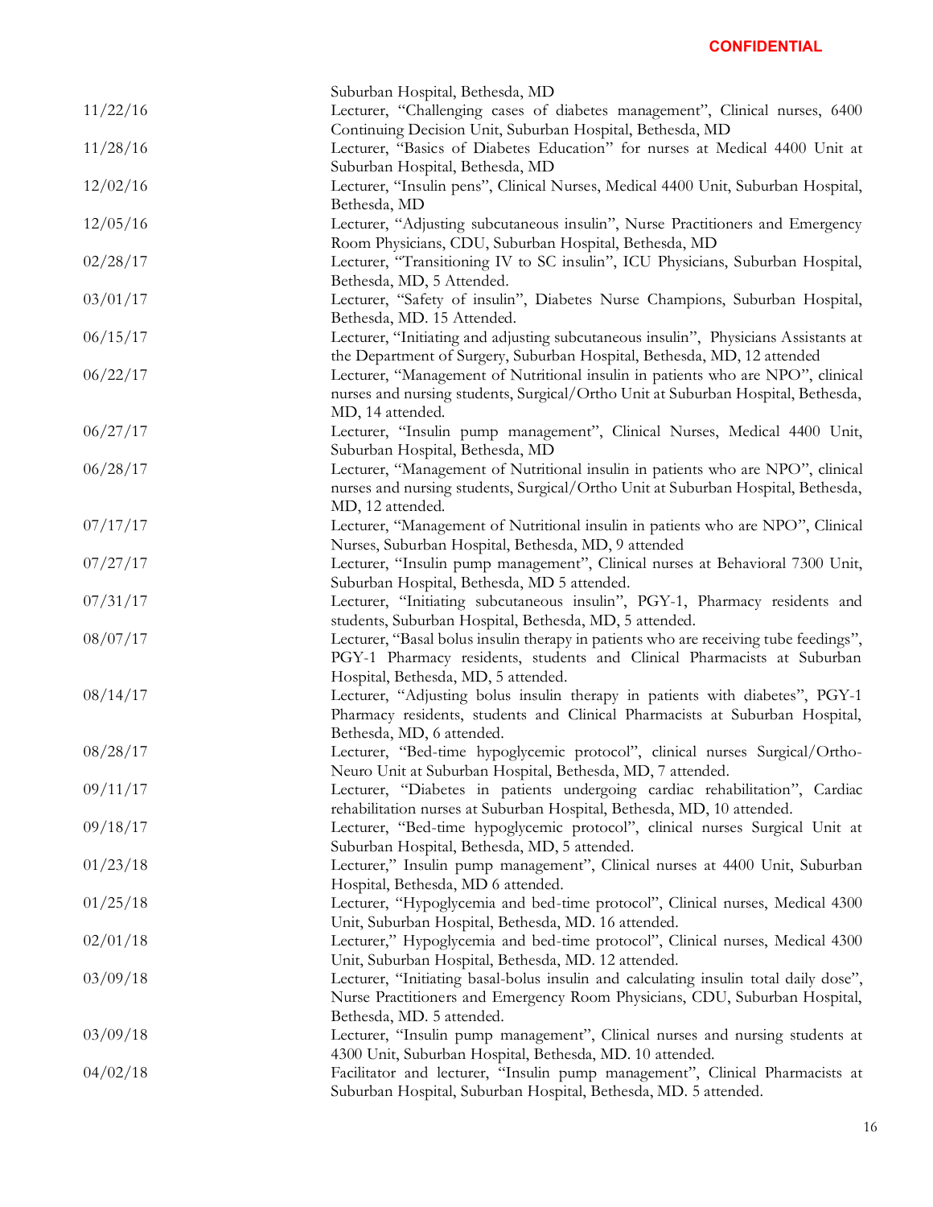**CONFIDENTIAL**

| | |
|---|---|
| | Suburban Hospital, Bethesda, MD |
| 11/22/16 | Lecturer, "Challenging cases of diabetes management", Clinical nurses, 6400 Continuing Decision Unit, Suburban Hospital, Bethesda, MD |
| 11/28/16 | Lecturer, "Basics of Diabetes Education" for nurses at Medical 4400 Unit at Suburban Hospital, Bethesda, MD |
| 12/02/16 | Lecturer, "Insulin pens", Clinical Nurses, Medical 4400 Unit, Suburban Hospital, Bethesda, MD |
| 12/05/16 | Lecturer, "Adjusting subcutaneous insulin", Nurse Practitioners and Emergency Room Physicians, CDU, Suburban Hospital, Bethesda, MD |
| 02/28/17 | Lecturer, "Transitioning IV to SC insulin", ICU Physicians, Suburban Hospital, Bethesda, MD, 5 Attended. |
| 03/01/17 | Lecturer, "Safety of insulin", Diabetes Nurse Champions, Suburban Hospital, Bethesda, MD. 15 Attended. |
| 06/15/17 | Lecturer, "Initiating and adjusting subcutaneous insulin", Physicians Assistants at the Department of Surgery, Suburban Hospital, Bethesda, MD, 12 attended |
| 06/22/17 | Lecturer, "Management of Nutritional insulin in patients who are NPO", clinical nurses and nursing students, Surgical/Ortho Unit at Suburban Hospital, Bethesda, MD, 14 attended. |
| 06/27/17 | Lecturer, "Insulin pump management", Clinical Nurses, Medical 4400 Unit, Suburban Hospital, Bethesda, MD |
| 06/28/17 | Lecturer, "Management of Nutritional insulin in patients who are NPO", clinical nurses and nursing students, Surgical/Ortho Unit at Suburban Hospital, Bethesda, MD, 12 attended. |
| 07/17/17 | Lecturer, "Management of Nutritional insulin in patients who are NPO", Clinical Nurses, Suburban Hospital, Bethesda, MD, 9 attended |
| 07/27/17 | Lecturer, "Insulin pump management", Clinical nurses at Behavioral 7300 Unit, Suburban Hospital, Bethesda, MD 5 attended. |
| 07/31/17 | Lecturer, "Initiating subcutaneous insulin", PGY-1, Pharmacy residents and students, Suburban Hospital, Bethesda, MD, 5 attended. |
| 08/07/17 | Lecturer, "Basal bolus insulin therapy in patients who are receiving tube feedings", PGY-1 Pharmacy residents, students and Clinical Pharmacists at Suburban Hospital, Bethesda, MD, 5 attended. |
| 08/14/17 | Lecturer, "Adjusting bolus insulin therapy in patients with diabetes", PGY-1 Pharmacy residents, students and Clinical Pharmacists at Suburban Hospital, Bethesda, MD, 6 attended. |
| 08/28/17 | Lecturer, "Bed-time hypoglycemic protocol", clinical nurses Surgical/Ortho-Neuro Unit at Suburban Hospital, Bethesda, MD, 7 attended. |
| 09/11/17 | Lecturer, "Diabetes in patients undergoing cardiac rehabilitation", Cardiac rehabilitation nurses at Suburban Hospital, Bethesda, MD, 10 attended. |
| 09/18/17 | Lecturer, "Bed-time hypoglycemic protocol", clinical nurses Surgical Unit at Suburban Hospital, Bethesda, MD, 5 attended. |
| 01/23/18 | Lecturer," Insulin pump management", Clinical nurses at 4400 Unit, Suburban Hospital, Bethesda, MD 6 attended. |
| 01/25/18 | Lecturer, "Hypoglycemia and bed-time protocol", Clinical nurses, Medical 4300 Unit, Suburban Hospital, Bethesda, MD. 16 attended. |
| 02/01/18 | Lecturer," Hypoglycemia and bed-time protocol", Clinical nurses, Medical 4300 Unit, Suburban Hospital, Bethesda, MD. 12 attended. |
| 03/09/18 | Lecturer, "Initiating basal-bolus insulin and calculating insulin total daily dose", Nurse Practitioners and Emergency Room Physicians, CDU, Suburban Hospital, Bethesda, MD. 5 attended. |
| 03/09/18 | Lecturer, "Insulin pump management", Clinical nurses and nursing students at 4300 Unit, Suburban Hospital, Bethesda, MD. 10 attended. |
| 04/02/18 | Facilitator and lecturer, "Insulin pump management", Clinical Pharmacists at Suburban Hospital, Suburban Hospital, Bethesda, MD. 5 attended. |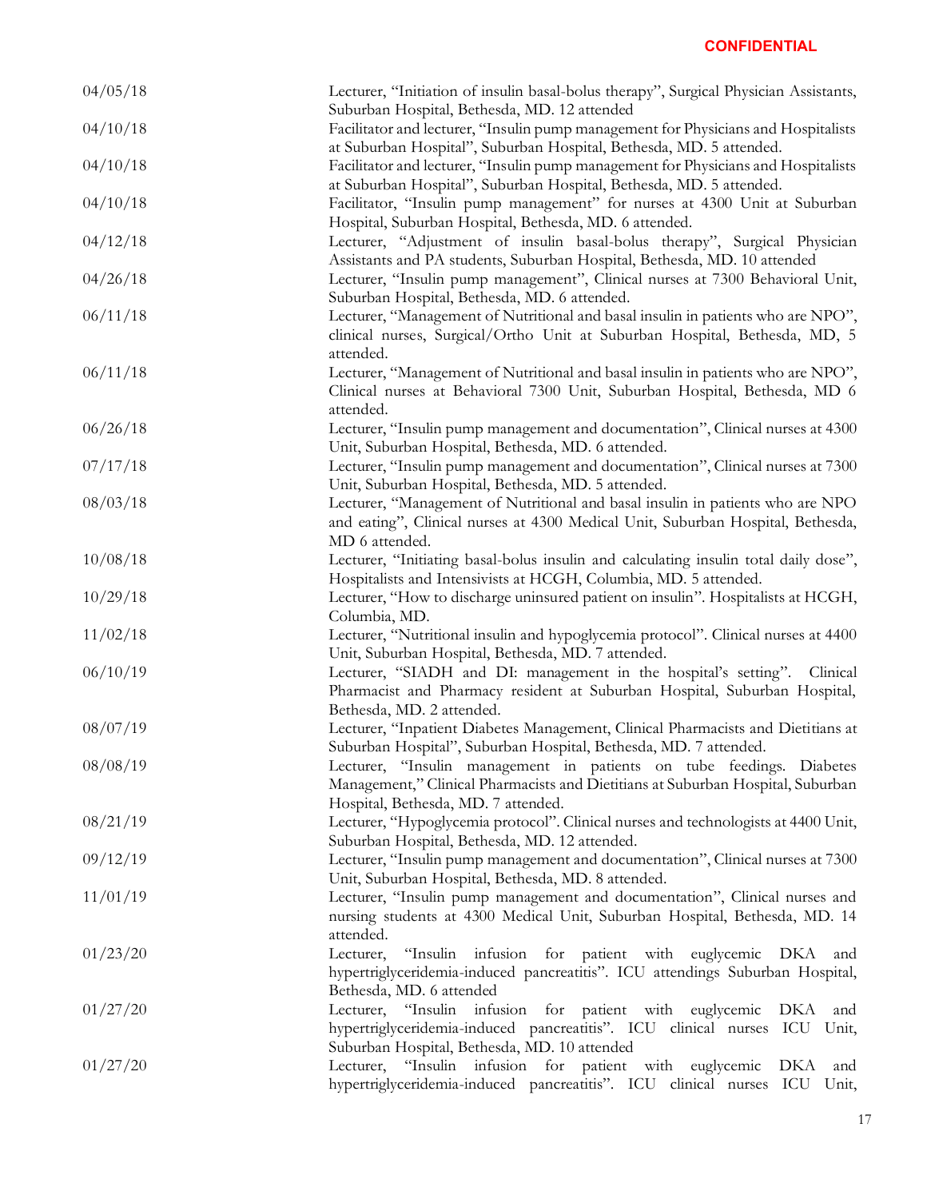| | |
|---|---|
| 04/05/18 | Lecturer, "Initiation of insulin basal-bolus therapy", Surgical Physician Assistants, Suburban Hospital, Bethesda, MD. 12 attended |
| 04/10/18 | Facilitator and lecturer, "Insulin pump management for Physicians and Hospitalists at Suburban Hospital", Suburban Hospital, Bethesda, MD. 5 attended. |
| 04/10/18 | Facilitator and lecturer, "Insulin pump management for Physicians and Hospitalists at Suburban Hospital", Suburban Hospital, Bethesda, MD. 5 attended. |
| 04/10/18 | Facilitator, "Insulin pump management" for nurses at 4300 Unit at Suburban Hospital, Suburban Hospital, Bethesda, MD. 6 attended. |
| 04/12/18 | Lecturer, "Adjustment of insulin basal-bolus therapy", Surgical Physician Assistants and PA students, Suburban Hospital, Bethesda, MD. 10 attended |
| 04/26/18 | Lecturer, "Insulin pump management", Clinical nurses at 7300 Behavioral Unit, Suburban Hospital, Bethesda, MD. 6 attended. |
| 06/11/18 | Lecturer, "Management of Nutritional and basal insulin in patients who are NPO", clinical nurses, Surgical/Ortho Unit at Suburban Hospital, Bethesda, MD, 5 attended. |
| 06/11/18 | Lecturer, "Management of Nutritional and basal insulin in patients who are NPO", Clinical nurses at Behavioral 7300 Unit, Suburban Hospital, Bethesda, MD 6 attended. |
| 06/26/18 | Lecturer, "Insulin pump management and documentation", Clinical nurses at 4300 Unit, Suburban Hospital, Bethesda, MD. 6 attended. |
| 07/17/18 | Lecturer, "Insulin pump management and documentation", Clinical nurses at 7300 Unit, Suburban Hospital, Bethesda, MD. 5 attended. |
| 08/03/18 | Lecturer, "Management of Nutritional and basal insulin in patients who are NPO and eating", Clinical nurses at 4300 Medical Unit, Suburban Hospital, Bethesda, MD 6 attended. |
| 10/08/18 | Lecturer, "Initiating basal-bolus insulin and calculating insulin total daily dose", Hospitalists and Intensivists at HCGH, Columbia, MD. 5 attended. |
| 10/29/18 | Lecturer, "How to discharge uninsured patient on insulin". Hospitalists at HCGH, Columbia, MD. |
| 11/02/18 | Lecturer, "Nutritional insulin and hypoglycemia protocol". Clinical nurses at 4400 Unit, Suburban Hospital, Bethesda, MD. 7 attended. |
| 06/10/19 | Lecturer, "SIADH and DI: management in the hospital's setting". Clinical Pharmacist and Pharmacy resident at Suburban Hospital, Suburban Hospital, Bethesda, MD. 2 attended. |
| 08/07/19 | Lecturer, "Inpatient Diabetes Management, Clinical Pharmacists and Dietitians at Suburban Hospital", Suburban Hospital, Bethesda, MD. 7 attended. |
| 08/08/19 | Lecturer, "Insulin management in patients on tube feedings. Diabetes Management," Clinical Pharmacists and Dietitians at Suburban Hospital, Suburban Hospital, Bethesda, MD. 7 attended. |
| 08/21/19 | Lecturer, "Hypoglycemia protocol". Clinical nurses and technologists at 4400 Unit, Suburban Hospital, Bethesda, MD. 12 attended. |
| 09/12/19 | Lecturer, "Insulin pump management and documentation", Clinical nurses at 7300 Unit, Suburban Hospital, Bethesda, MD. 8 attended. |
| 11/01/19 | Lecturer, "Insulin pump management and documentation", Clinical nurses and nursing students at 4300 Medical Unit, Suburban Hospital, Bethesda, MD. 14 attended. |
| 01/23/20 | Lecturer, "Insulin infusion for patient with euglycemic DKA and hypertriglyceridemia-induced pancreatitis". ICU attendings Suburban Hospital, Bethesda, MD. 6 attended |
| 01/27/20 | Lecturer, "Insulin infusion for patient with euglycemic DKA and hypertriglyceridemia-induced pancreatitis". ICU clinical nurses ICU Unit, Suburban Hospital, Bethesda, MD. 10 attended |
| 01/27/20 | Lecturer, "Insulin infusion for patient with euglycemic DKA and hypertriglyceridemia-induced pancreatitis". ICU clinical nurses ICU Unit, |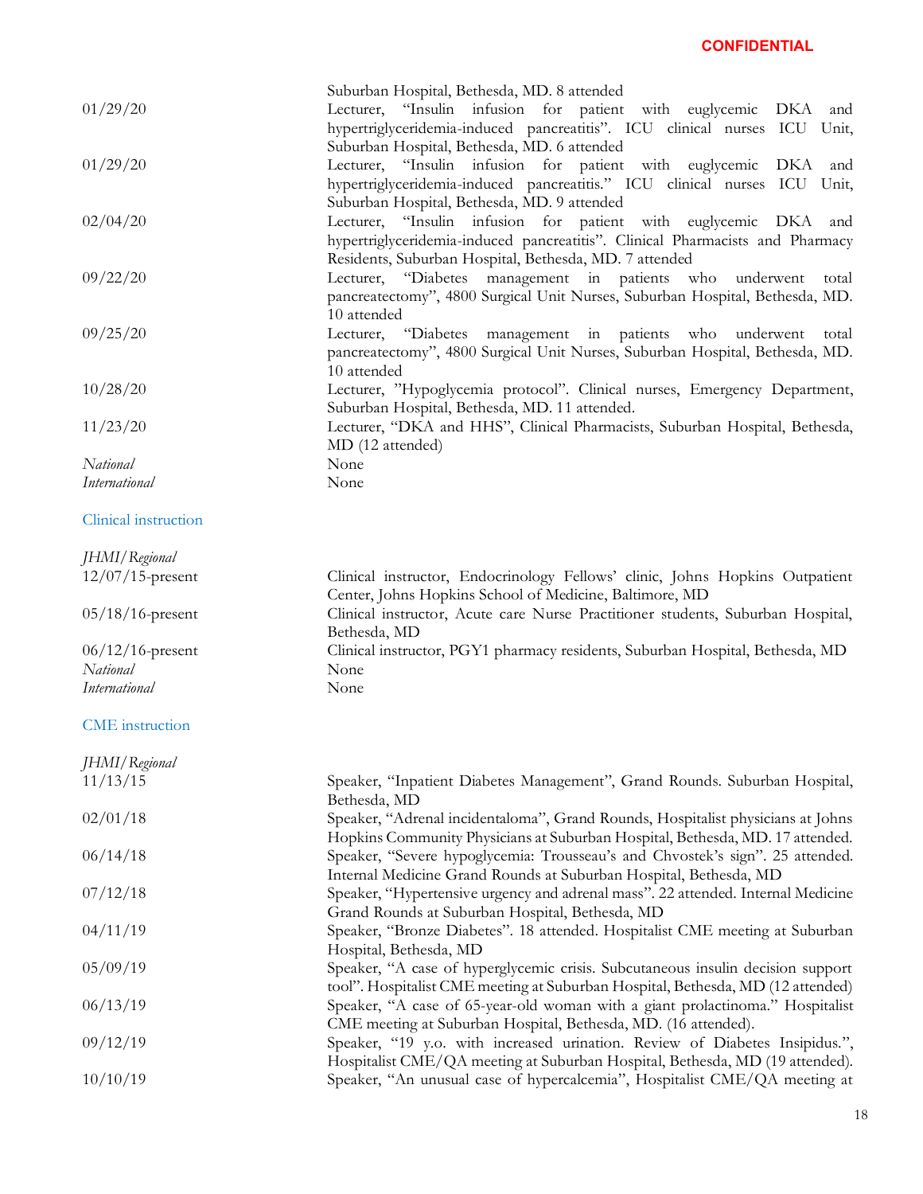| | |
|---|---|
| | Suburban Hospital, Bethesda, MD. 8 attended |
| 01/29/20 | Lecturer, "Insulin infusion for patient with euglycemic DKA and hypertriglyceridemia-induced pancreatitis". ICU clinical nurses ICU Unit, Suburban Hospital, Bethesda, MD. 6 attended |
| 01/29/20 | Lecturer, "Insulin infusion for patient with euglycemic DKA and hypertriglyceridemia-induced pancreatitis." ICU clinical nurses ICU Unit, Suburban Hospital, Bethesda, MD. 9 attended |
| 02/04/20 | Lecturer, "Insulin infusion for patient with euglycemic DKA and hypertriglyceridemia-induced pancreatitis". Clinical Pharmacists and Pharmacy Residents, Suburban Hospital, Bethesda, MD. 7 attended |
| 09/22/20 | Lecturer, "Diabetes management in patients who underwent total pancreatectomy", 4800 Surgical Unit Nurses, Suburban Hospital, Bethesda, MD. 10 attended |
| 09/25/20 | Lecturer, "Diabetes management in patients who underwent total pancreatectomy", 4800 Surgical Unit Nurses, Suburban Hospital, Bethesda, MD. 10 attended |
| 10/28/20 | Lecturer, "Hypoglycemia protocol". Clinical nurses, Emergency Department, Suburban Hospital, Bethesda, MD. 11 attended. |
| 11/23/20 | Lecturer, "DKA and HHS", Clinical Pharmacists, Suburban Hospital, Bethesda, MD (12 attended) |
| *National* | None |
| *International* | None |

### Clinical instruction

| | |
|---|---|
| *JHMI/Regional* | |
| 12/07/15-present | Clinical instructor, Endocrinology Fellows' clinic, Johns Hopkins Outpatient Center, Johns Hopkins School of Medicine, Baltimore, MD |
| 05/18/16-present | Clinical instructor, Acute care Nurse Practitioner students, Suburban Hospital, Bethesda, MD |
| 06/12/16-present | Clinical instructor, PGY1 pharmacy residents, Suburban Hospital, Bethesda, MD |
| *National* | None |
| *International* | None |

### CME instruction

| | |
|---|---|
| *JHMI/Regional* | |
| 11/13/15 | Speaker, "Inpatient Diabetes Management", Grand Rounds. Suburban Hospital, Bethesda, MD |
| 02/01/18 | Speaker, "Adrenal incidentaloma", Grand Rounds, Hospitalist physicians at Johns Hopkins Community Physicians at Suburban Hospital, Bethesda, MD. 17 attended. |
| 06/14/18 | Speaker, "Severe hypoglycemia: Trousseau's and Chvostek's sign". 25 attended. Internal Medicine Grand Rounds at Suburban Hospital, Bethesda, MD |
| 07/12/18 | Speaker, "Hypertensive urgency and adrenal mass". 22 attended. Internal Medicine Grand Rounds at Suburban Hospital, Bethesda, MD |
| 04/11/19 | Speaker, "Bronze Diabetes". 18 attended. Hospitalist CME meeting at Suburban Hospital, Bethesda, MD |
| 05/09/19 | Speaker, "A case of hyperglycemic crisis. Subcutaneous insulin decision support tool". Hospitalist CME meeting at Suburban Hospital, Bethesda, MD (12 attended) |
| 06/13/19 | Speaker, "A case of 65-year-old woman with a giant prolactinoma." Hospitalist CME meeting at Suburban Hospital, Bethesda, MD. (16 attended). |
| 09/12/19 | Speaker, "19 y.o. with increased urination. Review of Diabetes Insipidus.", Hospitalist CME/QA meeting at Suburban Hospital, Bethesda, MD (19 attended). |
| 10/10/19 | Speaker, "An unusual case of hypercalcemia", Hospitalist CME/QA meeting at |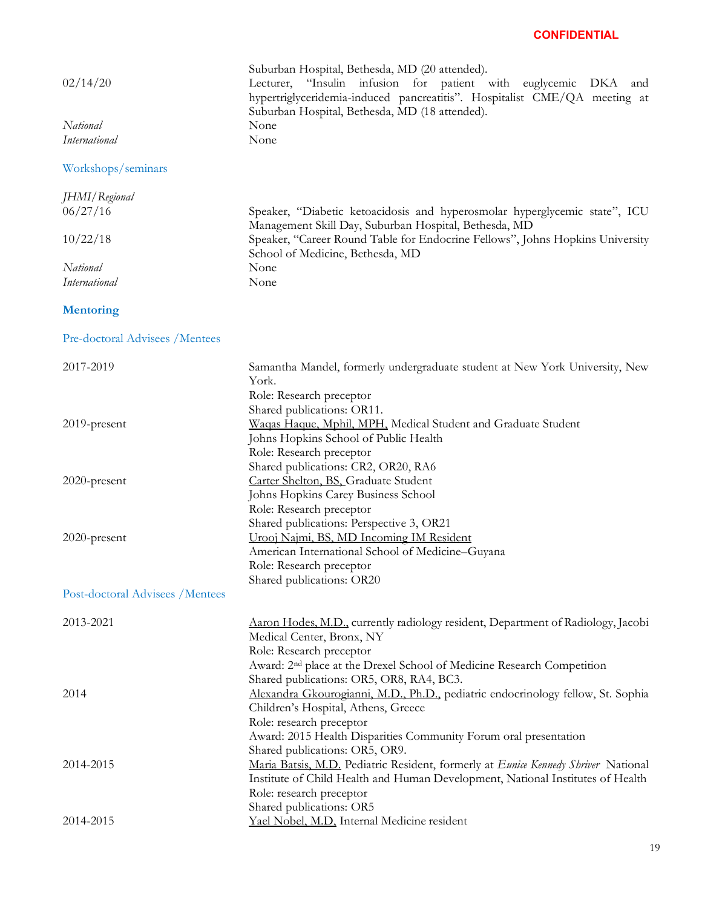Suburban Hospital, Bethesda, MD (20 attended).

02/14/20 — Lecturer, "Insulin infusion for patient with euglycemic DKA and hypertriglyceridemia-induced pancreatitis". Hospitalist CME/QA meeting at Suburban Hospital, Bethesda, MD (18 attended).

*National* — None

*International* — None

### Workshops/seminars

*JHMI/Regional*

06/27/16 — Speaker, "Diabetic ketoacidosis and hyperosmolar hyperglycemic state", ICU Management Skill Day, Suburban Hospital, Bethesda, MD

10/22/18 — Speaker, "Career Round Table for Endocrine Fellows", Johns Hopkins University School of Medicine, Bethesda, MD

*National* — None

*International* — None

## **Mentoring**

### Pre-doctoral Advisees /Mentees

2017-2019 — Samantha Mandel, formerly undergraduate student at New York University, New York.
Role: Research preceptor
Shared publications: OR11.

2019-present — Waqas Haque, Mphil, MPH, Medical Student and Graduate Student
Johns Hopkins School of Public Health
Role: Research preceptor
Shared publications: CR2, OR20, RA6

2020-present — Carter Shelton, BS, Graduate Student
Johns Hopkins Carey Business School
Role: Research preceptor
Shared publications: Perspective 3, OR21

2020-present — Urooj Najmi, BS, MD Incoming IM Resident
American International School of Medicine–Guyana
Role: Research preceptor
Shared publications: OR20

### Post-doctoral Advisees /Mentees

2013-2021 — Aaron Hodes, M.D., currently radiology resident, Department of Radiology, Jacobi Medical Center, Bronx, NY
Role: Research preceptor
Award: 2nd place at the Drexel School of Medicine Research Competition
Shared publications: OR5, OR8, RA4, BC3.

2014 — Alexandra Gkourogianni, M.D., Ph.D., pediatric endocrinology fellow, St. Sophia Children's Hospital, Athens, Greece
Role: research preceptor
Award: 2015 Health Disparities Community Forum oral presentation
Shared publications: OR5, OR9.

2014-2015 — Maria Batsis, M.D. Pediatric Resident, formerly at *Eunice Kennedy Shriver* National Institute of Child Health and Human Development, National Institutes of Health
Role: research preceptor
Shared publications: OR5

2014-2015 — Yael Nobel, M.D, Internal Medicine resident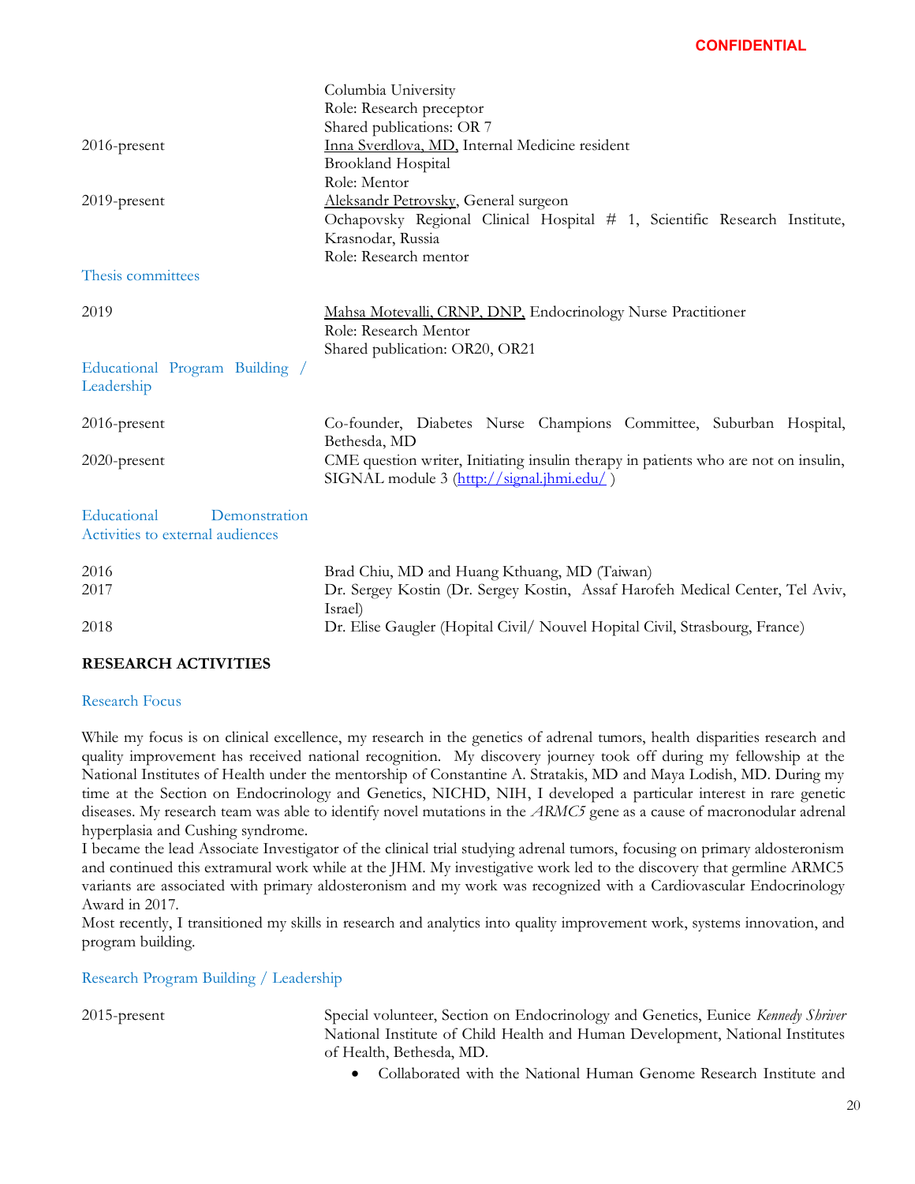CONFIDENTIAL

| | |
|---|---|
| | Columbia University<br>Role: Research preceptor<br>Shared publications: OR 7 |
| 2016-present | Inna Sverdlova, MD, Internal Medicine resident<br>Brookland Hospital<br>Role: Mentor |
| 2019-present | Aleksandr Petrovsky, General surgeon<br>Ochapovsky Regional Clinical Hospital # 1, Scientific Research Institute, Krasnodar, Russia<br>Role: Research mentor |

### Thesis committees

| | |
|---|---|
| 2019 | Mahsa Motevalli, CRNP, DNP, Endocrinology Nurse Practitioner<br>Role: Research Mentor<br>Shared publication: OR20, OR21 |

### Educational Program Building / Leadership

| | |
|---|---|
| 2016-present | Co-founder, Diabetes Nurse Champions Committee, Suburban Hospital, Bethesda, MD |
| 2020-present | CME question writer, Initiating insulin therapy in patients who are not on insulin, SIGNAL module 3 (http://signal.jhmi.edu/ ) |

### Educational Demonstration Activities to external audiences

| | |
|---|---|
| 2016 | Brad Chiu, MD and Huang Kthuang, MD (Taiwan) |
| 2017 | Dr. Sergey Kostin (Dr. Sergey Kostin, Assaf Harofeh Medical Center, Tel Aviv, Israel) |
| 2018 | Dr. Elise Gaugler (Hopital Civil/ Nouvel Hopital Civil, Strasbourg, France) |

## RESEARCH ACTIVITIES

### Research Focus

While my focus is on clinical excellence, my research in the genetics of adrenal tumors, health disparities research and quality improvement has received national recognition. My discovery journey took off during my fellowship at the National Institutes of Health under the mentorship of Constantine A. Stratakis, MD and Maya Lodish, MD. During my time at the Section on Endocrinology and Genetics, NICHD, NIH, I developed a particular interest in rare genetic diseases. My research team was able to identify novel mutations in the *ARMC5* gene as a cause of macronodular adrenal hyperplasia and Cushing syndrome.

I became the lead Associate Investigator of the clinical trial studying adrenal tumors, focusing on primary aldosteronism and continued this extramural work while at the JHM. My investigative work led to the discovery that germline ARMC5 variants are associated with primary aldosteronism and my work was recognized with a Cardiovascular Endocrinology Award in 2017.

Most recently, I transitioned my skills in research and analytics into quality improvement work, systems innovation, and program building.

### Research Program Building / Leadership

| | |
|---|---|
| 2015-present | Special volunteer, Section on Endocrinology and Genetics, Eunice *Kennedy Shriver* National Institute of Child Health and Human Development, National Institutes of Health, Bethesda, MD.<br>• Collaborated with the National Human Genome Research Institute and |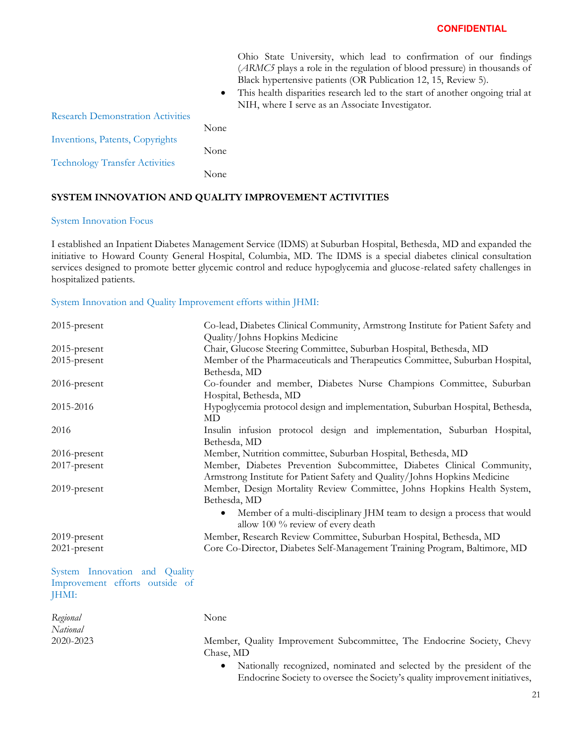Ohio State University, which lead to confirmation of our findings (*ARMC5* plays a role in the regulation of blood pressure) in thousands of Black hypertensive patients (OR Publication 12, 15, Review 5).

- This health disparities research led to the start of another ongoing trial at NIH, where I serve as an Associate Investigator.

Research Demonstration Activities

None

Inventions, Patents, Copyrights

None

Technology Transfer Activities

None

## SYSTEM INNOVATION AND QUALITY IMPROVEMENT ACTIVITIES

System Innovation Focus

I established an Inpatient Diabetes Management Service (IDMS) at Suburban Hospital, Bethesda, MD and expanded the initiative to Howard County General Hospital, Columbia, MD. The IDMS is a special diabetes clinical consultation services designed to promote better glycemic control and reduce hypoglycemia and glucose-related safety challenges in hospitalized patients.

System Innovation and Quality Improvement efforts within JHMI:

| | |
|---|---|
| 2015-present | Co-lead, Diabetes Clinical Community, Armstrong Institute for Patient Safety and Quality/Johns Hopkins Medicine |
| 2015-present | Chair, Glucose Steering Committee, Suburban Hospital, Bethesda, MD |
| 2015-present | Member of the Pharmaceuticals and Therapeutics Committee, Suburban Hospital, Bethesda, MD |
| 2016-present | Co-founder and member, Diabetes Nurse Champions Committee, Suburban Hospital, Bethesda, MD |
| 2015-2016 | Hypoglycemia protocol design and implementation, Suburban Hospital, Bethesda, MD |
| 2016 | Insulin infusion protocol design and implementation, Suburban Hospital, Bethesda, MD |
| 2016-present | Member, Nutrition committee, Suburban Hospital, Bethesda, MD |
| 2017-present | Member, Diabetes Prevention Subcommittee, Diabetes Clinical Community, Armstrong Institute for Patient Safety and Quality/Johns Hopkins Medicine |
| 2019-present | Member, Design Mortality Review Committee, Johns Hopkins Health System, Bethesda, MD<br>• Member of a multi-disciplinary JHM team to design a process that would allow 100 % review of every death |
| 2019-present | Member, Research Review Committee, Suburban Hospital, Bethesda, MD |
| 2021-present | Core Co-Director, Diabetes Self-Management Training Program, Baltimore, MD |

System Innovation and Quality Improvement efforts outside of JHMI:

*Regional* None

*National*

2020-2023 Member, Quality Improvement Subcommittee, The Endocrine Society, Chevy Chase, MD

- Nationally recognized, nominated and selected by the president of the Endocrine Society to oversee the Society's quality improvement initiatives,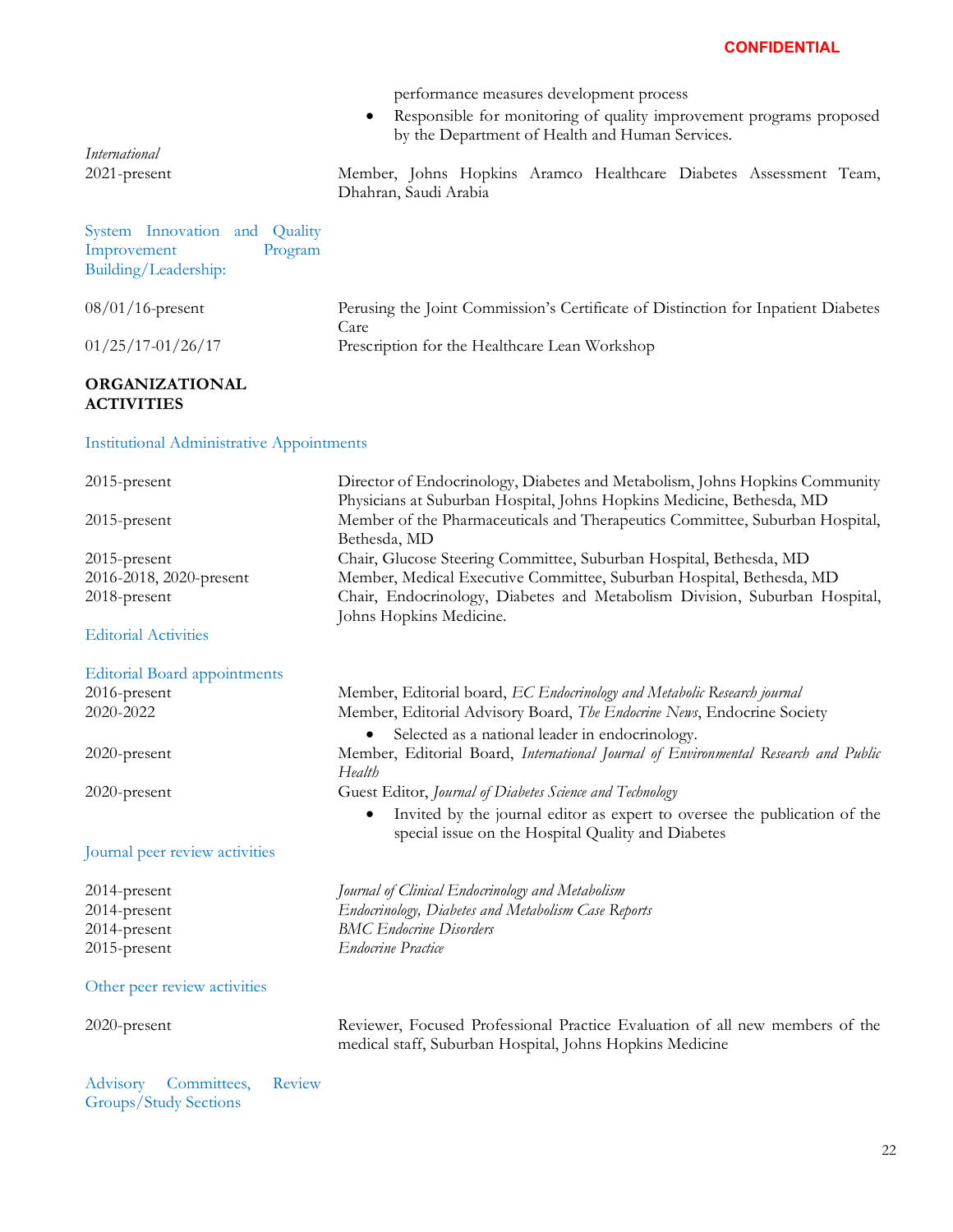CONFIDENTIAL

performance measures development process

- Responsible for monitoring of quality improvement programs proposed by the Department of Health and Human Services.

*International*

2021-present — Member, Johns Hopkins Aramco Healthcare Diabetes Assessment Team, Dhahran, Saudi Arabia

System Innovation and Quality Improvement Program Building/Leadership:

08/01/16-present — Perusing the Joint Commission's Certificate of Distinction for Inpatient Diabetes Care

01/25/17-01/26/17 — Prescription for the Healthcare Lean Workshop

**ORGANIZATIONAL ACTIVITIES**

Institutional Administrative Appointments

2015-present — Director of Endocrinology, Diabetes and Metabolism, Johns Hopkins Community Physicians at Suburban Hospital, Johns Hopkins Medicine, Bethesda, MD

2015-present — Member of the Pharmaceuticals and Therapeutics Committee, Suburban Hospital, Bethesda, MD

2015-present — Chair, Glucose Steering Committee, Suburban Hospital, Bethesda, MD

2016-2018, 2020-present — Member, Medical Executive Committee, Suburban Hospital, Bethesda, MD

2018-present — Chair, Endocrinology, Diabetes and Metabolism Division, Suburban Hospital, Johns Hopkins Medicine.

Editorial Activities

Editorial Board appointments

2016-present — Member, Editorial board, *EC Endocrinology and Metabolic Research journal*

2020-2022 — Member, Editorial Advisory Board, *The Endocrine News*, Endocrine Society

- Selected as a national leader in endocrinology.

2020-present — Member, Editorial Board, *International Journal of Environmental Research and Public Health*

2020-present — Guest Editor, *Journal of Diabetes Science and Technology*

- Invited by the journal editor as expert to oversee the publication of the special issue on the Hospital Quality and Diabetes

Journal peer review activities

2014-present — *Journal of Clinical Endocrinology and Metabolism*

2014-present — *Endocrinology, Diabetes and Metabolism Case Reports*

2014-present — *BMC Endocrine Disorders*

2015-present — *Endocrine Practice*

Other peer review activities

2020-present — Reviewer, Focused Professional Practice Evaluation of all new members of the medical staff, Suburban Hospital, Johns Hopkins Medicine

Advisory Committees, Review Groups/Study Sections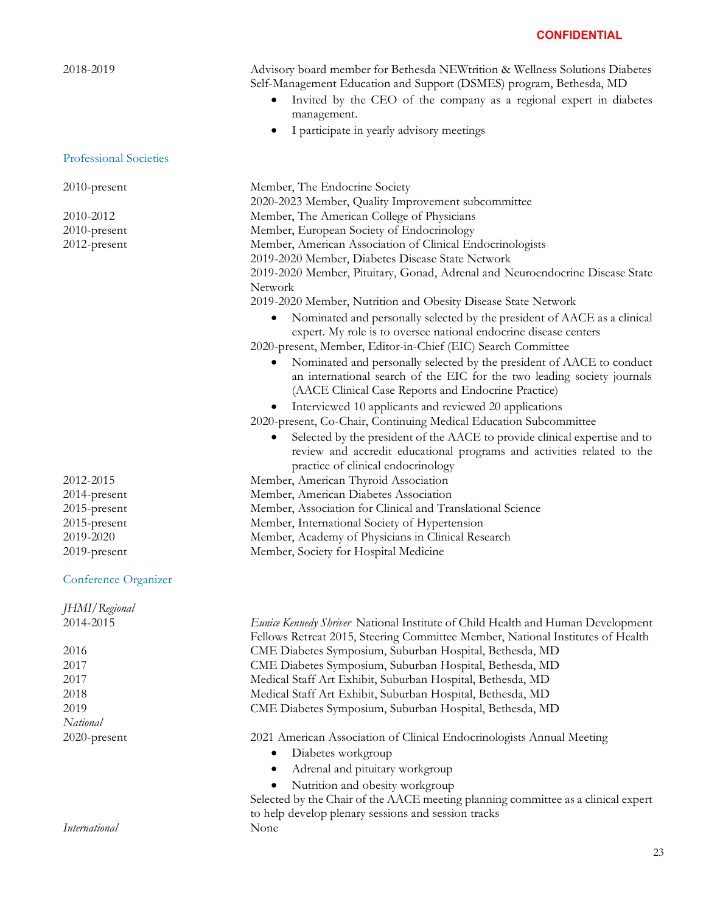**CONFIDENTIAL**

2018-2019 — Advisory board member for Bethesda NEWtrition & Wellness Solutions Diabetes Self-Management Education and Support (DSMES) program, Bethesda, MD

- Invited by the CEO of the company as a regional expert in diabetes management.
- I participate in yearly advisory meetings

## Professional Societies

2010-present — Member, The Endocrine Society
2020-2023 Member, Quality Improvement subcommittee

2010-2012 — Member, The American College of Physicians

2010-present — Member, European Society of Endocrinology

2012-present — Member, American Association of Clinical Endocrinologists
2019-2020 Member, Diabetes Disease State Network
2019-2020 Member, Pituitary, Gonad, Adrenal and Neuroendocrine Disease State Network
2019-2020 Member, Nutrition and Obesity Disease State Network

- Nominated and personally selected by the president of AACE as a clinical expert. My role is to oversee national endocrine disease centers

2020-present, Member, Editor-in-Chief (EIC) Search Committee

- Nominated and personally selected by the president of AACE to conduct an international search of the EIC for the two leading society journals (AACE Clinical Case Reports and Endocrine Practice)
- Interviewed 10 applicants and reviewed 20 applications

2020-present, Co-Chair, Continuing Medical Education Subcommittee

- Selected by the president of the AACE to provide clinical expertise and to review and accredit educational programs and activities related to the practice of clinical endocrinology

2012-2015 — Member, American Thyroid Association

2014-present — Member, American Diabetes Association

2015-present — Member, Association for Clinical and Translational Science

2015-present — Member, International Society of Hypertension

2019-2020 — Member, Academy of Physicians in Clinical Research

2019-present — Member, Society for Hospital Medicine

## Conference Organizer

*JHMI/Regional*

2014-2015 — *Eunice Kennedy Shriver* National Institute of Child Health and Human Development Fellows Retreat 2015, Steering Committee Member, National Institutes of Health

2016 — CME Diabetes Symposium, Suburban Hospital, Bethesda, MD

2017 — CME Diabetes Symposium, Suburban Hospital, Bethesda, MD

2017 — Medical Staff Art Exhibit, Suburban Hospital, Bethesda, MD

2018 — Medical Staff Art Exhibit, Suburban Hospital, Bethesda, MD

2019 — CME Diabetes Symposium, Suburban Hospital, Bethesda, MD

*National*

2020-present — 2021 American Association of Clinical Endocrinologists Annual Meeting

- Diabetes workgroup
- Adrenal and pituitary workgroup
- Nutrition and obesity workgroup

Selected by the Chair of the AACE meeting planning committee as a clinical expert to help develop plenary sessions and session tracks

*International* — None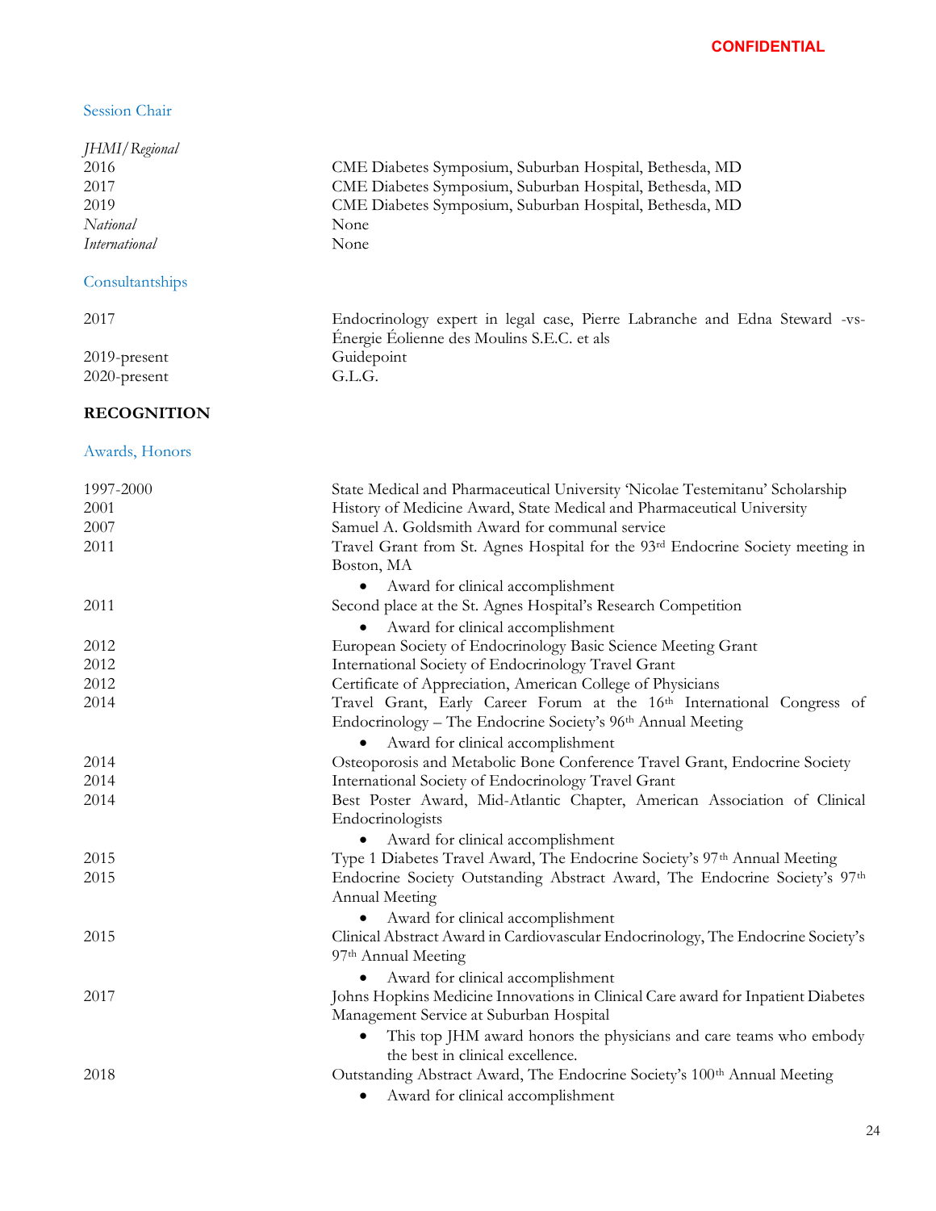CONFIDENTIAL

### Session Chair

*JHMI/Regional*

| | |
|---|---|
| 2016 | CME Diabetes Symposium, Suburban Hospital, Bethesda, MD |
| 2017 | CME Diabetes Symposium, Suburban Hospital, Bethesda, MD |
| 2019 | CME Diabetes Symposium, Suburban Hospital, Bethesda, MD |
| *National* | None |
| *International* | None |

### Consultantships

| | |
|---|---|
| 2017 | Endocrinology expert in legal case, Pierre Labranche and Edna Steward -vs- Énergie Éolienne des Moulins S.E.C. et als |
| 2019-present | Guidepoint |
| 2020-present | G.L.G. |

## RECOGNITION

### Awards, Honors

| | |
|---|---|
| 1997-2000 | State Medical and Pharmaceutical University 'Nicolae Testemitanu' Scholarship |
| 2001 | History of Medicine Award, State Medical and Pharmaceutical University |
| 2007 | Samuel A. Goldsmith Award for communal service |
| 2011 | Travel Grant from St. Agnes Hospital for the 93rd Endocrine Society meeting in Boston, MA<br>• Award for clinical accomplishment |
| 2011 | Second place at the St. Agnes Hospital's Research Competition<br>• Award for clinical accomplishment |
| 2012 | European Society of Endocrinology Basic Science Meeting Grant |
| 2012 | International Society of Endocrinology Travel Grant |
| 2012 | Certificate of Appreciation, American College of Physicians |
| 2014 | Travel Grant, Early Career Forum at the 16th International Congress of Endocrinology – The Endocrine Society's 96th Annual Meeting<br>• Award for clinical accomplishment |
| 2014 | Osteoporosis and Metabolic Bone Conference Travel Grant, Endocrine Society |
| 2014 | International Society of Endocrinology Travel Grant |
| 2014 | Best Poster Award, Mid-Atlantic Chapter, American Association of Clinical Endocrinologists<br>• Award for clinical accomplishment |
| 2015 | Type 1 Diabetes Travel Award, The Endocrine Society's 97th Annual Meeting |
| 2015 | Endocrine Society Outstanding Abstract Award, The Endocrine Society's 97th Annual Meeting<br>• Award for clinical accomplishment |
| 2015 | Clinical Abstract Award in Cardiovascular Endocrinology, The Endocrine Society's 97th Annual Meeting<br>• Award for clinical accomplishment |
| 2017 | Johns Hopkins Medicine Innovations in Clinical Care award for Inpatient Diabetes Management Service at Suburban Hospital<br>• This top JHM award honors the physicians and care teams who embody the best in clinical excellence. |
| 2018 | Outstanding Abstract Award, The Endocrine Society's 100th Annual Meeting<br>• Award for clinical accomplishment |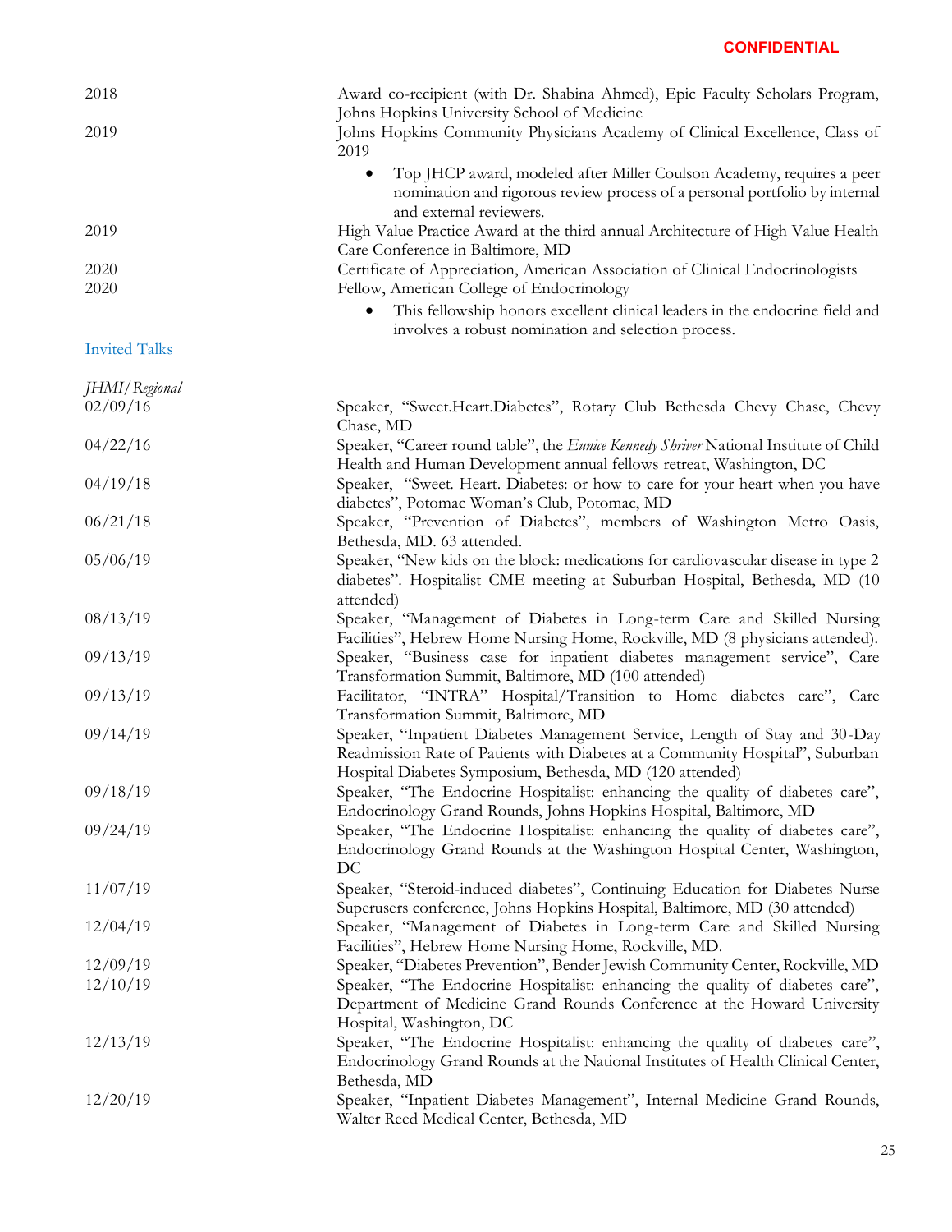| | |
|---|---|
| 2018 | Award co-recipient (with Dr. Shabina Ahmed), Epic Faculty Scholars Program, Johns Hopkins University School of Medicine |
| 2019 | Johns Hopkins Community Physicians Academy of Clinical Excellence, Class of 2019<br>• Top JHCP award, modeled after Miller Coulson Academy, requires a peer nomination and rigorous review process of a personal portfolio by internal and external reviewers. |
| 2019 | High Value Practice Award at the third annual Architecture of High Value Health Care Conference in Baltimore, MD |
| 2020 | Certificate of Appreciation, American Association of Clinical Endocrinologists |
| 2020 | Fellow, American College of Endocrinology<br>• This fellowship honors excellent clinical leaders in the endocrine field and involves a robust nomination and selection process. |

## Invited Talks

*JHMI/Regional*

| | |
|---|---|
| 02/09/16 | Speaker, "Sweet.Heart.Diabetes", Rotary Club Bethesda Chevy Chase, Chevy Chase, MD |
| 04/22/16 | Speaker, "Career round table", the *Eunice Kennedy Shriver* National Institute of Child Health and Human Development annual fellows retreat, Washington, DC |
| 04/19/18 | Speaker, "Sweet. Heart. Diabetes: or how to care for your heart when you have diabetes", Potomac Woman's Club, Potomac, MD |
| 06/21/18 | Speaker, "Prevention of Diabetes", members of Washington Metro Oasis, Bethesda, MD. 63 attended. |
| 05/06/19 | Speaker, "New kids on the block: medications for cardiovascular disease in type 2 diabetes". Hospitalist CME meeting at Suburban Hospital, Bethesda, MD (10 attended) |
| 08/13/19 | Speaker, "Management of Diabetes in Long-term Care and Skilled Nursing Facilities", Hebrew Home Nursing Home, Rockville, MD (8 physicians attended). |
| 09/13/19 | Speaker, "Business case for inpatient diabetes management service", Care Transformation Summit, Baltimore, MD (100 attended) |
| 09/13/19 | Facilitator, "INTRA" Hospital/Transition to Home diabetes care", Care Transformation Summit, Baltimore, MD |
| 09/14/19 | Speaker, "Inpatient Diabetes Management Service, Length of Stay and 30-Day Readmission Rate of Patients with Diabetes at a Community Hospital", Suburban Hospital Diabetes Symposium, Bethesda, MD (120 attended) |
| 09/18/19 | Speaker, "The Endocrine Hospitalist: enhancing the quality of diabetes care", Endocrinology Grand Rounds, Johns Hopkins Hospital, Baltimore, MD |
| 09/24/19 | Speaker, "The Endocrine Hospitalist: enhancing the quality of diabetes care", Endocrinology Grand Rounds at the Washington Hospital Center, Washington, DC |
| 11/07/19 | Speaker, "Steroid-induced diabetes", Continuing Education for Diabetes Nurse Superusers conference, Johns Hopkins Hospital, Baltimore, MD (30 attended) |
| 12/04/19 | Speaker, "Management of Diabetes in Long-term Care and Skilled Nursing Facilities", Hebrew Home Nursing Home, Rockville, MD. |
| 12/09/19 | Speaker, "Diabetes Prevention", Bender Jewish Community Center, Rockville, MD |
| 12/10/19 | Speaker, "The Endocrine Hospitalist: enhancing the quality of diabetes care", Department of Medicine Grand Rounds Conference at the Howard University Hospital, Washington, DC |
| 12/13/19 | Speaker, "The Endocrine Hospitalist: enhancing the quality of diabetes care", Endocrinology Grand Rounds at the National Institutes of Health Clinical Center, Bethesda, MD |
| 12/20/19 | Speaker, "Inpatient Diabetes Management", Internal Medicine Grand Rounds, Walter Reed Medical Center, Bethesda, MD |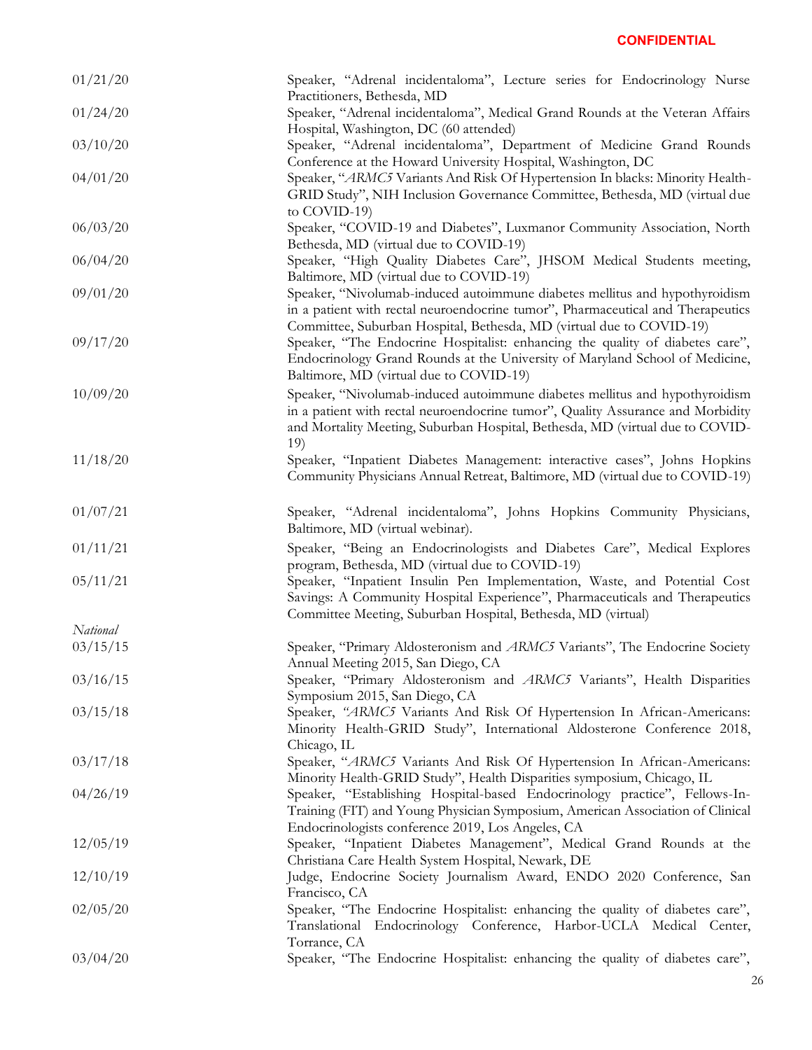CONFIDENTIAL

| | |
|---|---|
| 01/21/20 | Speaker, "Adrenal incidentaloma", Lecture series for Endocrinology Nurse Practitioners, Bethesda, MD |
| 01/24/20 | Speaker, "Adrenal incidentaloma", Medical Grand Rounds at the Veteran Affairs Hospital, Washington, DC (60 attended) |
| 03/10/20 | Speaker, "Adrenal incidentaloma", Department of Medicine Grand Rounds Conference at the Howard University Hospital, Washington, DC |
| 04/01/20 | Speaker, "*ARMC5* Variants And Risk Of Hypertension In blacks: Minority Health-GRID Study", NIH Inclusion Governance Committee, Bethesda, MD (virtual due to COVID-19) |
| 06/03/20 | Speaker, "COVID-19 and Diabetes", Luxmanor Community Association, North Bethesda, MD (virtual due to COVID-19) |
| 06/04/20 | Speaker, "High Quality Diabetes Care", JHSOM Medical Students meeting, Baltimore, MD (virtual due to COVID-19) |
| 09/01/20 | Speaker, "Nivolumab-induced autoimmune diabetes mellitus and hypothyroidism in a patient with rectal neuroendocrine tumor", Pharmaceutical and Therapeutics Committee, Suburban Hospital, Bethesda, MD (virtual due to COVID-19) |
| 09/17/20 | Speaker, "The Endocrine Hospitalist: enhancing the quality of diabetes care", Endocrinology Grand Rounds at the University of Maryland School of Medicine, Baltimore, MD (virtual due to COVID-19) |
| 10/09/20 | Speaker, "Nivolumab-induced autoimmune diabetes mellitus and hypothyroidism in a patient with rectal neuroendocrine tumor", Quality Assurance and Morbidity and Mortality Meeting, Suburban Hospital, Bethesda, MD (virtual due to COVID-19) |
| 11/18/20 | Speaker, "Inpatient Diabetes Management: interactive cases", Johns Hopkins Community Physicians Annual Retreat, Baltimore, MD (virtual due to COVID-19) |
| 01/07/21 | Speaker, "Adrenal incidentaloma", Johns Hopkins Community Physicians, Baltimore, MD (virtual webinar). |
| 01/11/21 | Speaker, "Being an Endocrinologists and Diabetes Care", Medical Explores program, Bethesda, MD (virtual due to COVID-19) |
| 05/11/21 | Speaker, "Inpatient Insulin Pen Implementation, Waste, and Potential Cost Savings: A Community Hospital Experience", Pharmaceuticals and Therapeutics Committee Meeting, Suburban Hospital, Bethesda, MD (virtual) |

*National*

| | |
|---|---|
| 03/15/15 | Speaker, "Primary Aldosteronism and *ARMC5* Variants", The Endocrine Society Annual Meeting 2015, San Diego, CA |
| 03/16/15 | Speaker, "Primary Aldosteronism and *ARMC5* Variants", Health Disparities Symposium 2015, San Diego, CA |
| 03/15/18 | Speaker, "*ARMC5* Variants And Risk Of Hypertension In African-Americans: Minority Health-GRID Study", International Aldosterone Conference 2018, Chicago, IL |
| 03/17/18 | Speaker, "*ARMC5* Variants And Risk Of Hypertension In African-Americans: Minority Health-GRID Study", Health Disparities symposium, Chicago, IL |
| 04/26/19 | Speaker, "Establishing Hospital-based Endocrinology practice", Fellows-In-Training (FIT) and Young Physician Symposium, American Association of Clinical Endocrinologists conference 2019, Los Angeles, CA |
| 12/05/19 | Speaker, "Inpatient Diabetes Management", Medical Grand Rounds at the Christiana Care Health System Hospital, Newark, DE |
| 12/10/19 | Judge, Endocrine Society Journalism Award, ENDO 2020 Conference, San Francisco, CA |
| 02/05/20 | Speaker, "The Endocrine Hospitalist: enhancing the quality of diabetes care", Translational Endocrinology Conference, Harbor-UCLA Medical Center, Torrance, CA |
| 03/04/20 | Speaker, "The Endocrine Hospitalist: enhancing the quality of diabetes care", |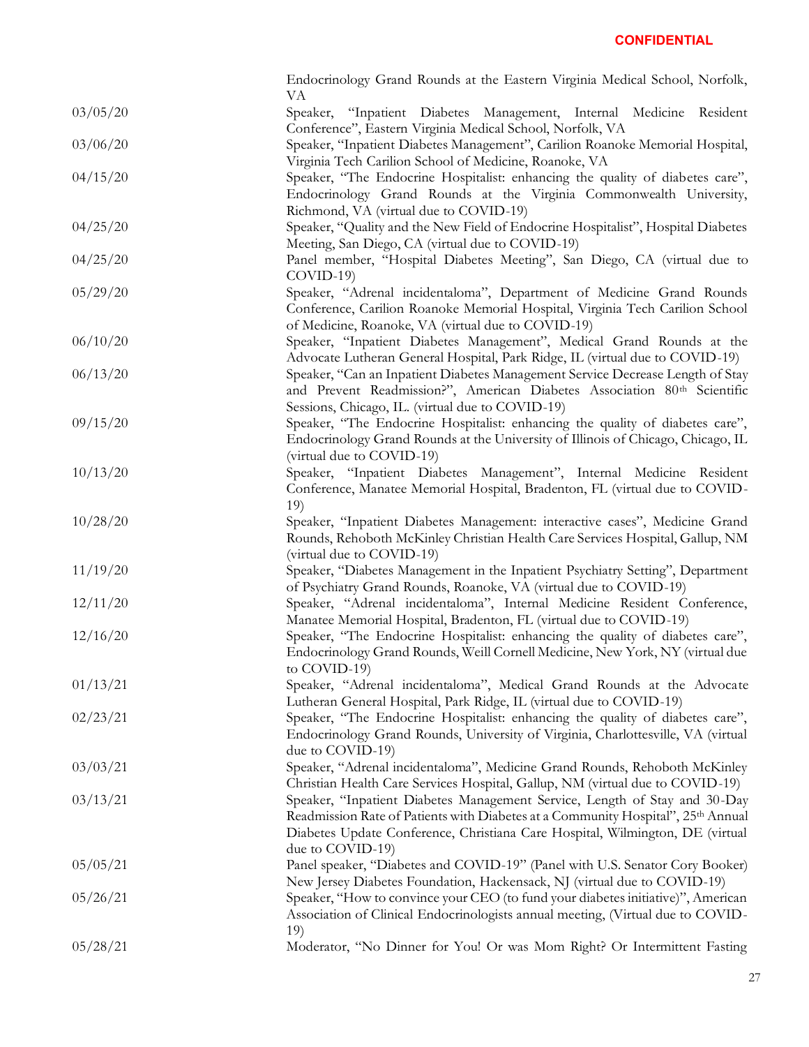**CONFIDENTIAL**

| | |
|---|---|
| | Endocrinology Grand Rounds at the Eastern Virginia Medical School, Norfolk, VA |
| 03/05/20 | Speaker, "Inpatient Diabetes Management, Internal Medicine Resident Conference", Eastern Virginia Medical School, Norfolk, VA |
| 03/06/20 | Speaker, "Inpatient Diabetes Management", Carilion Roanoke Memorial Hospital, Virginia Tech Carilion School of Medicine, Roanoke, VA |
| 04/15/20 | Speaker, "The Endocrine Hospitalist: enhancing the quality of diabetes care", Endocrinology Grand Rounds at the Virginia Commonwealth University, Richmond, VA (virtual due to COVID-19) |
| 04/25/20 | Speaker, "Quality and the New Field of Endocrine Hospitalist", Hospital Diabetes Meeting, San Diego, CA (virtual due to COVID-19) |
| 04/25/20 | Panel member, "Hospital Diabetes Meeting", San Diego, CA (virtual due to COVID-19) |
| 05/29/20 | Speaker, "Adrenal incidentaloma", Department of Medicine Grand Rounds Conference, Carilion Roanoke Memorial Hospital, Virginia Tech Carilion School of Medicine, Roanoke, VA (virtual due to COVID-19) |
| 06/10/20 | Speaker, "Inpatient Diabetes Management", Medical Grand Rounds at the Advocate Lutheran General Hospital, Park Ridge, IL (virtual due to COVID-19) |
| 06/13/20 | Speaker, "Can an Inpatient Diabetes Management Service Decrease Length of Stay and Prevent Readmission?", American Diabetes Association 80th Scientific Sessions, Chicago, IL. (virtual due to COVID-19) |
| 09/15/20 | Speaker, "The Endocrine Hospitalist: enhancing the quality of diabetes care", Endocrinology Grand Rounds at the University of Illinois of Chicago, Chicago, IL (virtual due to COVID-19) |
| 10/13/20 | Speaker, "Inpatient Diabetes Management", Internal Medicine Resident Conference, Manatee Memorial Hospital, Bradenton, FL (virtual due to COVID-19) |
| 10/28/20 | Speaker, "Inpatient Diabetes Management: interactive cases", Medicine Grand Rounds, Rehoboth McKinley Christian Health Care Services Hospital, Gallup, NM (virtual due to COVID-19) |
| 11/19/20 | Speaker, "Diabetes Management in the Inpatient Psychiatry Setting", Department of Psychiatry Grand Rounds, Roanoke, VA (virtual due to COVID-19) |
| 12/11/20 | Speaker, "Adrenal incidentaloma", Internal Medicine Resident Conference, Manatee Memorial Hospital, Bradenton, FL (virtual due to COVID-19) |
| 12/16/20 | Speaker, "The Endocrine Hospitalist: enhancing the quality of diabetes care", Endocrinology Grand Rounds, Weill Cornell Medicine, New York, NY (virtual due to COVID-19) |
| 01/13/21 | Speaker, "Adrenal incidentaloma", Medical Grand Rounds at the Advocate Lutheran General Hospital, Park Ridge, IL (virtual due to COVID-19) |
| 02/23/21 | Speaker, "The Endocrine Hospitalist: enhancing the quality of diabetes care", Endocrinology Grand Rounds, University of Virginia, Charlottesville, VA (virtual due to COVID-19) |
| 03/03/21 | Speaker, "Adrenal incidentaloma", Medicine Grand Rounds, Rehoboth McKinley Christian Health Care Services Hospital, Gallup, NM (virtual due to COVID-19) |
| 03/13/21 | Speaker, "Inpatient Diabetes Management Service, Length of Stay and 30-Day Readmission Rate of Patients with Diabetes at a Community Hospital", 25th Annual Diabetes Update Conference, Christiana Care Hospital, Wilmington, DE (virtual due to COVID-19) |
| 05/05/21 | Panel speaker, "Diabetes and COVID-19" (Panel with U.S. Senator Cory Booker) New Jersey Diabetes Foundation, Hackensack, NJ (virtual due to COVID-19) |
| 05/26/21 | Speaker, "How to convince your CEO (to fund your diabetes initiative)", American Association of Clinical Endocrinologists annual meeting, (Virtual due to COVID-19) |
| 05/28/21 | Moderator, "No Dinner for You! Or was Mom Right? Or Intermittent Fasting |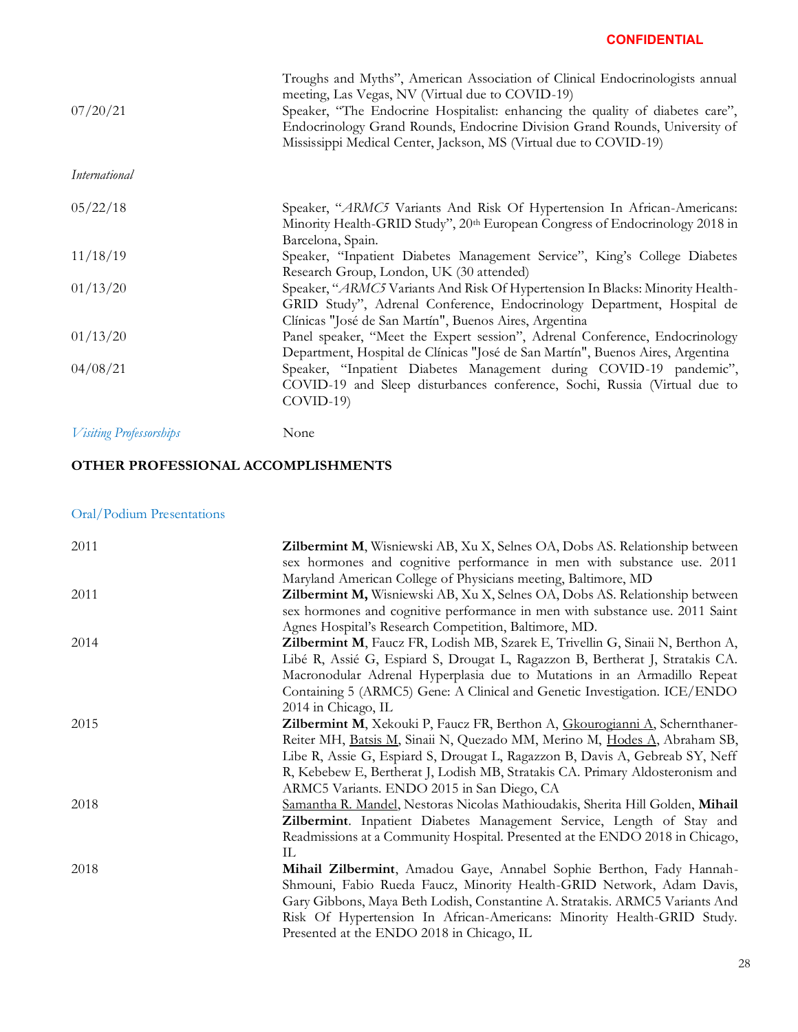Troughs and Myths", American Association of Clinical Endocrinologists annual meeting, Las Vegas, NV (Virtual due to COVID-19)

07/20/21 Speaker, "The Endocrine Hospitalist: enhancing the quality of diabetes care", Endocrinology Grand Rounds, Endocrine Division Grand Rounds, University of Mississippi Medical Center, Jackson, MS (Virtual due to COVID-19)

*International*

05/22/18 Speaker, "*ARMC5* Variants And Risk Of Hypertension In African-Americans: Minority Health-GRID Study", 20th European Congress of Endocrinology 2018 in Barcelona, Spain.

11/18/19 Speaker, "Inpatient Diabetes Management Service", King's College Diabetes Research Group, London, UK (30 attended)

01/13/20 Speaker, "*ARMC5* Variants And Risk Of Hypertension In Blacks: Minority Health-GRID Study", Adrenal Conference, Endocrinology Department, Hospital de Clínicas "José de San Martín", Buenos Aires, Argentina

01/13/20 Panel speaker, "Meet the Expert session", Adrenal Conference, Endocrinology Department, Hospital de Clínicas "José de San Martín", Buenos Aires, Argentina

04/08/21 Speaker, "Inpatient Diabetes Management during COVID-19 pandemic", COVID-19 and Sleep disturbances conference, Sochi, Russia (Virtual due to COVID-19)

*Visiting Professorships* None

## OTHER PROFESSIONAL ACCOMPLISHMENTS

### Oral/Podium Presentations

2011 **Zilbermint M**, Wisniewski AB, Xu X, Selnes OA, Dobs AS. Relationship between sex hormones and cognitive performance in men with substance use. 2011 Maryland American College of Physicians meeting, Baltimore, MD

2011 **Zilbermint M,** Wisniewski AB, Xu X, Selnes OA, Dobs AS. Relationship between sex hormones and cognitive performance in men with substance use. 2011 Saint Agnes Hospital's Research Competition, Baltimore, MD.

2014 **Zilbermint M**, Faucz FR, Lodish MB, Szarek E, Trivellin G, Sinaii N, Berthon A, Libé R, Assié G, Espiard S, Drougat L, Ragazzon B, Bertherat J, Stratakis CA. Macronodular Adrenal Hyperplasia due to Mutations in an Armadillo Repeat Containing 5 (ARMC5) Gene: A Clinical and Genetic Investigation. ICE/ENDO 2014 in Chicago, IL

2015 **Zilbermint M**, Xekouki P, Faucz FR, Berthon A, Gkourogianni A, Schernthaner-Reiter MH, Batsis M, Sinaii N, Quezado MM, Merino M, Hodes A, Abraham SB, Libe R, Assie G, Espiard S, Drougat L, Ragazzon B, Davis A, Gebreab SY, Neff R, Kebebew E, Bertherat J, Lodish MB, Stratakis CA. Primary Aldosteronism and ARMC5 Variants. ENDO 2015 in San Diego, CA

2018 Samantha R. Mandel, Nestoras Nicolas Mathioudakis, Sherita Hill Golden, **Mihail Zilbermint**. Inpatient Diabetes Management Service, Length of Stay and Readmissions at a Community Hospital. Presented at the ENDO 2018 in Chicago, IL

2018 **Mihail Zilbermint**, Amadou Gaye, Annabel Sophie Berthon, Fady Hannah-Shmouni, Fabio Rueda Faucz, Minority Health-GRID Network, Adam Davis, Gary Gibbons, Maya Beth Lodish, Constantine A. Stratakis. ARMC5 Variants And Risk Of Hypertension In African-Americans: Minority Health-GRID Study. Presented at the ENDO 2018 in Chicago, IL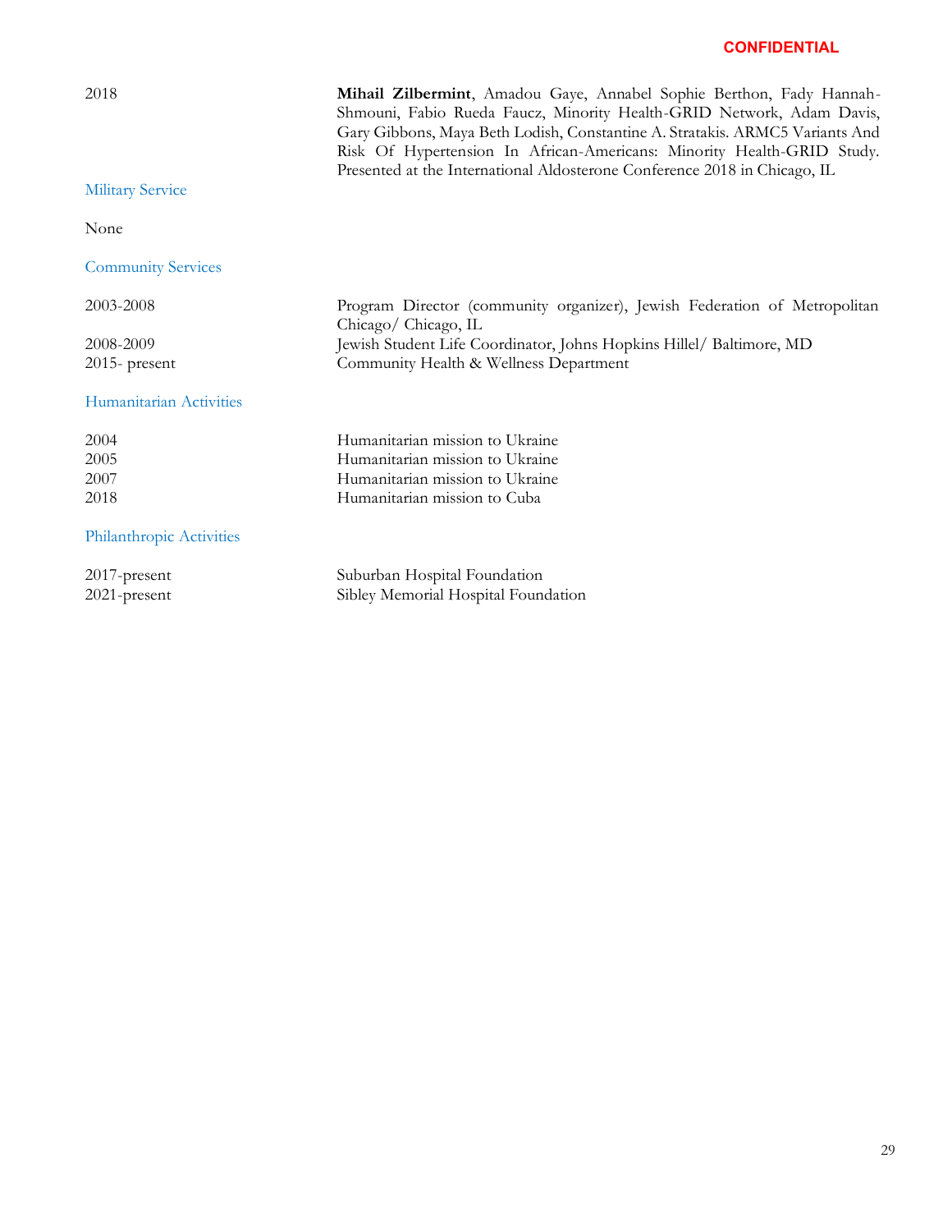CONFIDENTIAL

| | |
|---|---|
| 2018 | **Mihail Zilbermint**, Amadou Gaye, Annabel Sophie Berthon, Fady Hannah-Shmouni, Fabio Rueda Faucz, Minority Health-GRID Network, Adam Davis, Gary Gibbons, Maya Beth Lodish, Constantine A. Stratakis. ARMC5 Variants And Risk Of Hypertension In African-Americans: Minority Health-GRID Study. Presented at the International Aldosterone Conference 2018 in Chicago, IL |

## Military Service

None

## Community Services

| | |
|---|---|
| 2003-2008 | Program Director (community organizer), Jewish Federation of Metropolitan Chicago/ Chicago, IL |
| 2008-2009 | Jewish Student Life Coordinator, Johns Hopkins Hillel/ Baltimore, MD |
| 2015- present | Community Health & Wellness Department |

## Humanitarian Activities

| | |
|---|---|
| 2004 | Humanitarian mission to Ukraine |
| 2005 | Humanitarian mission to Ukraine |
| 2007 | Humanitarian mission to Ukraine |
| 2018 | Humanitarian mission to Cuba |

## Philanthropic Activities

| | |
|---|---|
| 2017-present | Suburban Hospital Foundation |
| 2021-present | Sibley Memorial Hospital Foundation |